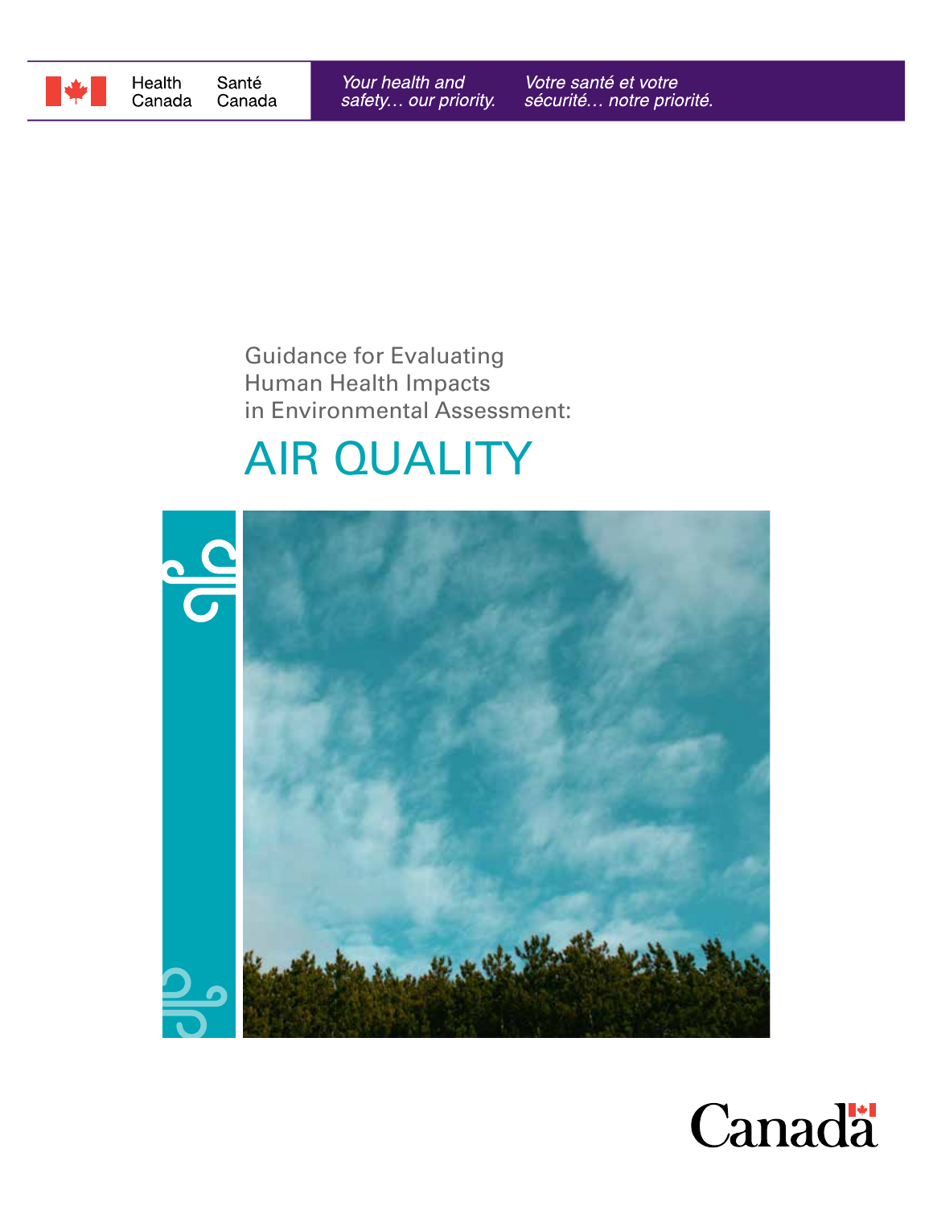Health Canada | Santé Canada

*Your health and safety… our priority.* | *Votre santé et votre sécurité… notre priorité.*

Guidance for Evaluating Human Health Impacts in Environmental Assessment:

# AIR QUALITY

Canada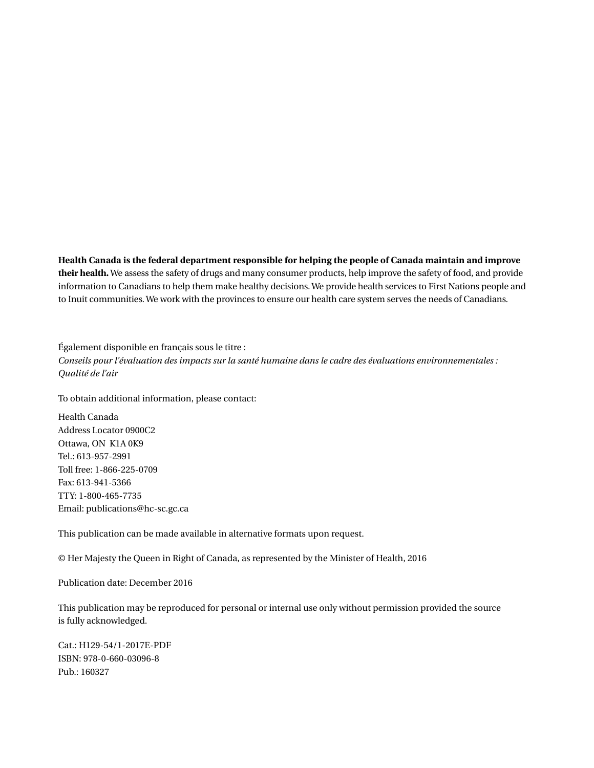**Health Canada is the federal department responsible for helping the people of Canada maintain and improve their health.** We assess the safety of drugs and many consumer products, help improve the safety of food, and provide information to Canadians to help them make healthy decisions. We provide health services to First Nations people and to Inuit communities. We work with the provinces to ensure our health care system serves the needs of Canadians.

Également disponible en français sous le titre :
*Conseils pour l'évaluation des impacts sur la santé humaine dans le cadre des évaluations environnementales : Qualité de l'air*

To obtain additional information, please contact:

Health Canada
Address Locator 0900C2
Ottawa, ON K1A 0K9
Tel.: 613-957-2991
Toll free: 1-866-225-0709
Fax: 613-941-5366
TTY: 1-800-465-7735
Email: publications@hc-sc.gc.ca

This publication can be made available in alternative formats upon request.

© Her Majesty the Queen in Right of Canada, as represented by the Minister of Health, 2016

Publication date: December 2016

This publication may be reproduced for personal or internal use only without permission provided the source is fully acknowledged.

Cat.: H129-54/1-2017E-PDF
ISBN: 978-0-660-03096-8
Pub.: 160327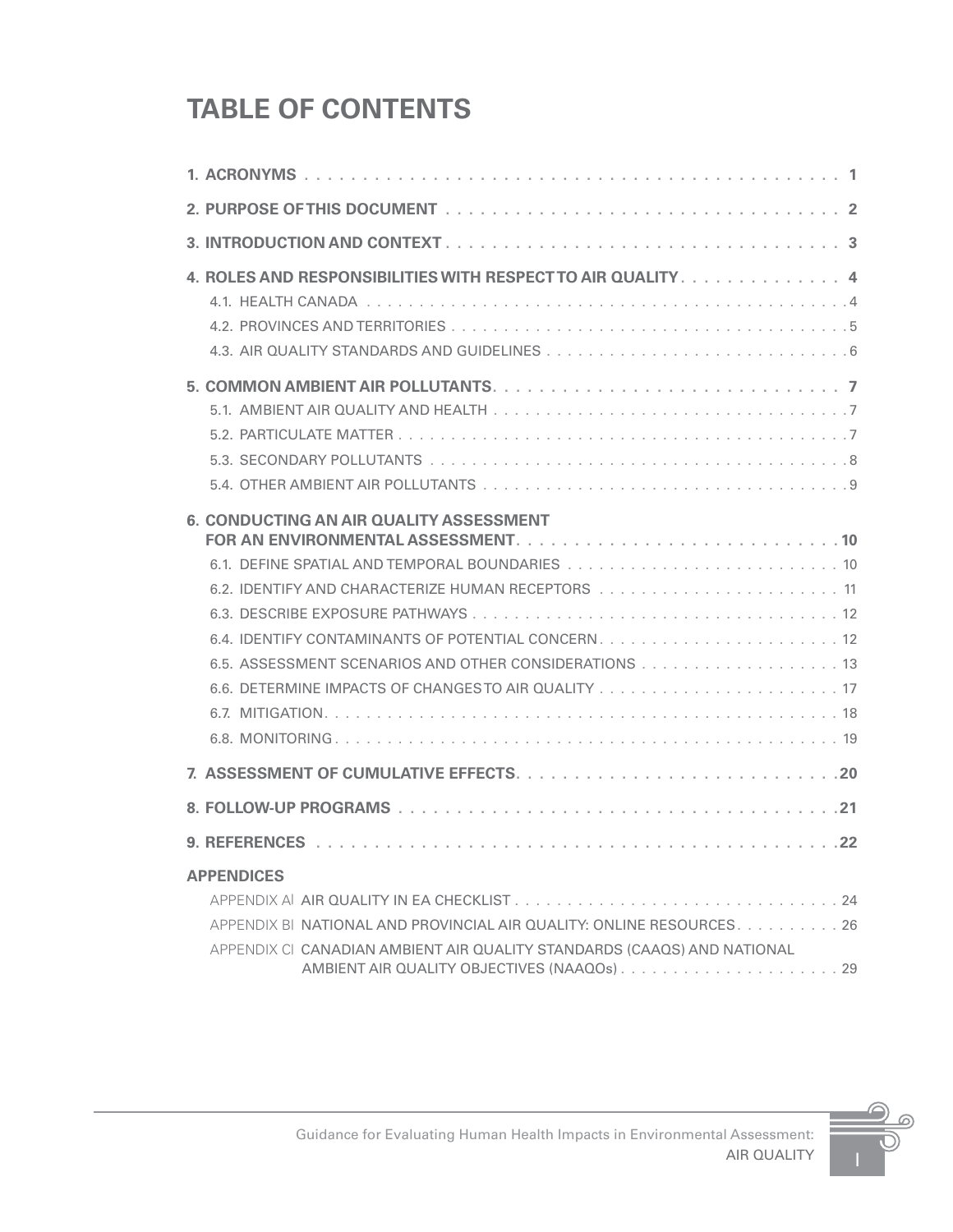# TABLE OF CONTENTS

**1. ACRONYMS** . . . . . . . . . . . . . . . . . . . . . . . . . . . . . . . . . . . . . . . . . . . . . **1**

**2. PURPOSE OF THIS DOCUMENT** . . . . . . . . . . . . . . . . . . . . . . . . . . . . . . . . . . . . **2**

**3. INTRODUCTION AND CONTEXT** . . . . . . . . . . . . . . . . . . . . . . . . . . . . . . . . . . . **3**

**4. ROLES AND RESPONSIBILITIES WITH RESPECT TO AIR QUALITY** . . . . . . . . . . . . . . **4**

- 4.1. HEALTH CANADA . . . . . . . . . . . . . . . . . . . . . . . . . . . . . . . . . . . . . . . . . . . . . 4
- 4.2. PROVINCES AND TERRITORIES . . . . . . . . . . . . . . . . . . . . . . . . . . . . . . . . . . . . . 5
- 4.3. AIR QUALITY STANDARDS AND GUIDELINES . . . . . . . . . . . . . . . . . . . . . . . . . . . . 6

**5. COMMON AMBIENT AIR POLLUTANTS** . . . . . . . . . . . . . . . . . . . . . . . . . . . . . . . . **7**

- 5.1. AMBIENT AIR QUALITY AND HEALTH . . . . . . . . . . . . . . . . . . . . . . . . . . . . . . . . . 7
- 5.2. PARTICULATE MATTER . . . . . . . . . . . . . . . . . . . . . . . . . . . . . . . . . . . . . . . . . . 7
- 5.3. SECONDARY POLLUTANTS . . . . . . . . . . . . . . . . . . . . . . . . . . . . . . . . . . . . . . . . 8
- 5.4. OTHER AMBIENT AIR POLLUTANTS . . . . . . . . . . . . . . . . . . . . . . . . . . . . . . . . . . 9

**6. CONDUCTING AN AIR QUALITY ASSESSMENT FOR AN ENVIRONMENTAL ASSESSMENT** . . . . . . . . . . . . . . . . . . . . . . . . . . . . **10**

- 6.1. DEFINE SPATIAL AND TEMPORAL BOUNDARIES . . . . . . . . . . . . . . . . . . . . . . . . . . 10
- 6.2. IDENTIFY AND CHARACTERIZE HUMAN RECEPTORS . . . . . . . . . . . . . . . . . . . . . . . 11
- 6.3. DESCRIBE EXPOSURE PATHWAYS . . . . . . . . . . . . . . . . . . . . . . . . . . . . . . . . . . . 12
- 6.4. IDENTIFY CONTAMINANTS OF POTENTIAL CONCERN . . . . . . . . . . . . . . . . . . . . . . . 12
- 6.5. ASSESSMENT SCENARIOS AND OTHER CONSIDERATIONS . . . . . . . . . . . . . . . . . . . 13
- 6.6. DETERMINE IMPACTS OF CHANGES TO AIR QUALITY . . . . . . . . . . . . . . . . . . . . . . . 17
- 6.7. MITIGATION . . . . . . . . . . . . . . . . . . . . . . . . . . . . . . . . . . . . . . . . . . . . . . . . . 18
- 6.8. MONITORING . . . . . . . . . . . . . . . . . . . . . . . . . . . . . . . . . . . . . . . . . . . . . . . . 19

**7. ASSESSMENT OF CUMULATIVE EFFECTS** . . . . . . . . . . . . . . . . . . . . . . . . . . . . . **20**

**8. FOLLOW-UP PROGRAMS** . . . . . . . . . . . . . . . . . . . . . . . . . . . . . . . . . . . . . . . . **21**

**9. REFERENCES** . . . . . . . . . . . . . . . . . . . . . . . . . . . . . . . . . . . . . . . . . . . . . . **22**

**APPENDICES**

- APPENDIX A| AIR QUALITY IN EA CHECKLIST . . . . . . . . . . . . . . . . . . . . . . . . . . . . . . . 24
- APPENDIX B| NATIONAL AND PROVINCIAL AIR QUALITY: ONLINE RESOURCES . . . . . . . . . . 26
- APPENDIX C| CANADIAN AMBIENT AIR QUALITY STANDARDS (CAAQS) AND NATIONAL AMBIENT AIR QUALITY OBJECTIVES (NAAQOs) . . . . . . . . . . . . . . . . . . . . . 29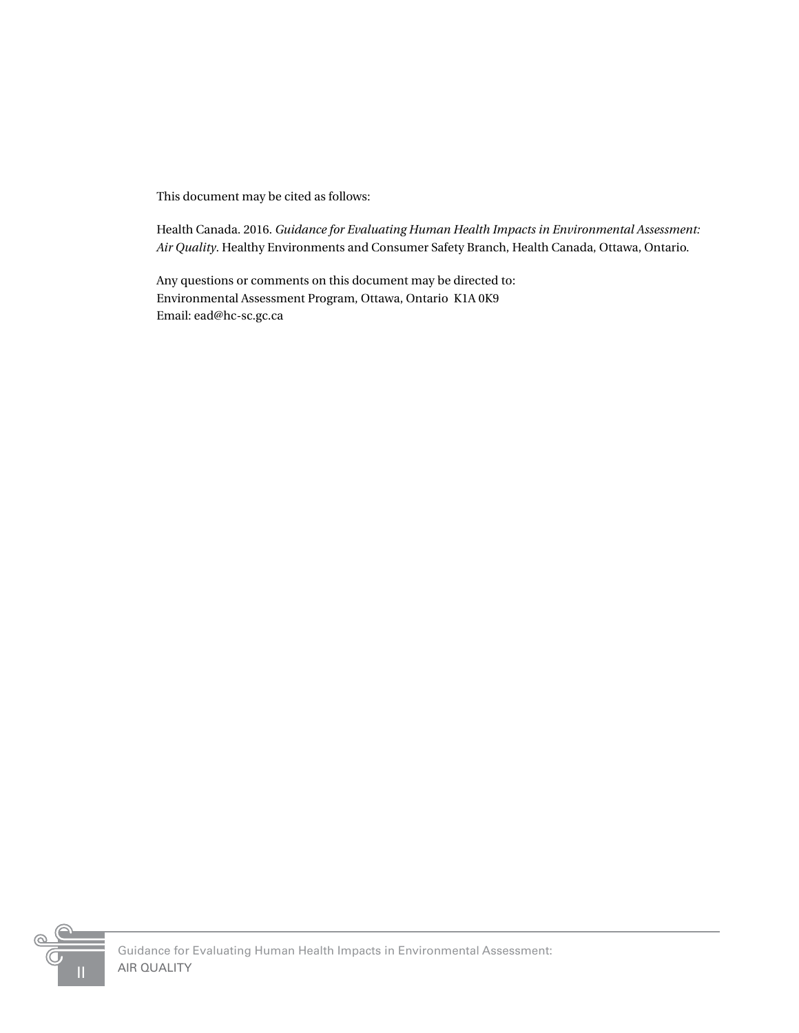This document may be cited as follows:

Health Canada. 2016. *Guidance for Evaluating Human Health Impacts in Environmental Assessment: Air Quality*. Healthy Environments and Consumer Safety Branch, Health Canada, Ottawa, Ontario.

Any questions or comments on this document may be directed to:
Environmental Assessment Program, Ottawa, Ontario K1A 0K9
Email: ead@hc-sc.gc.ca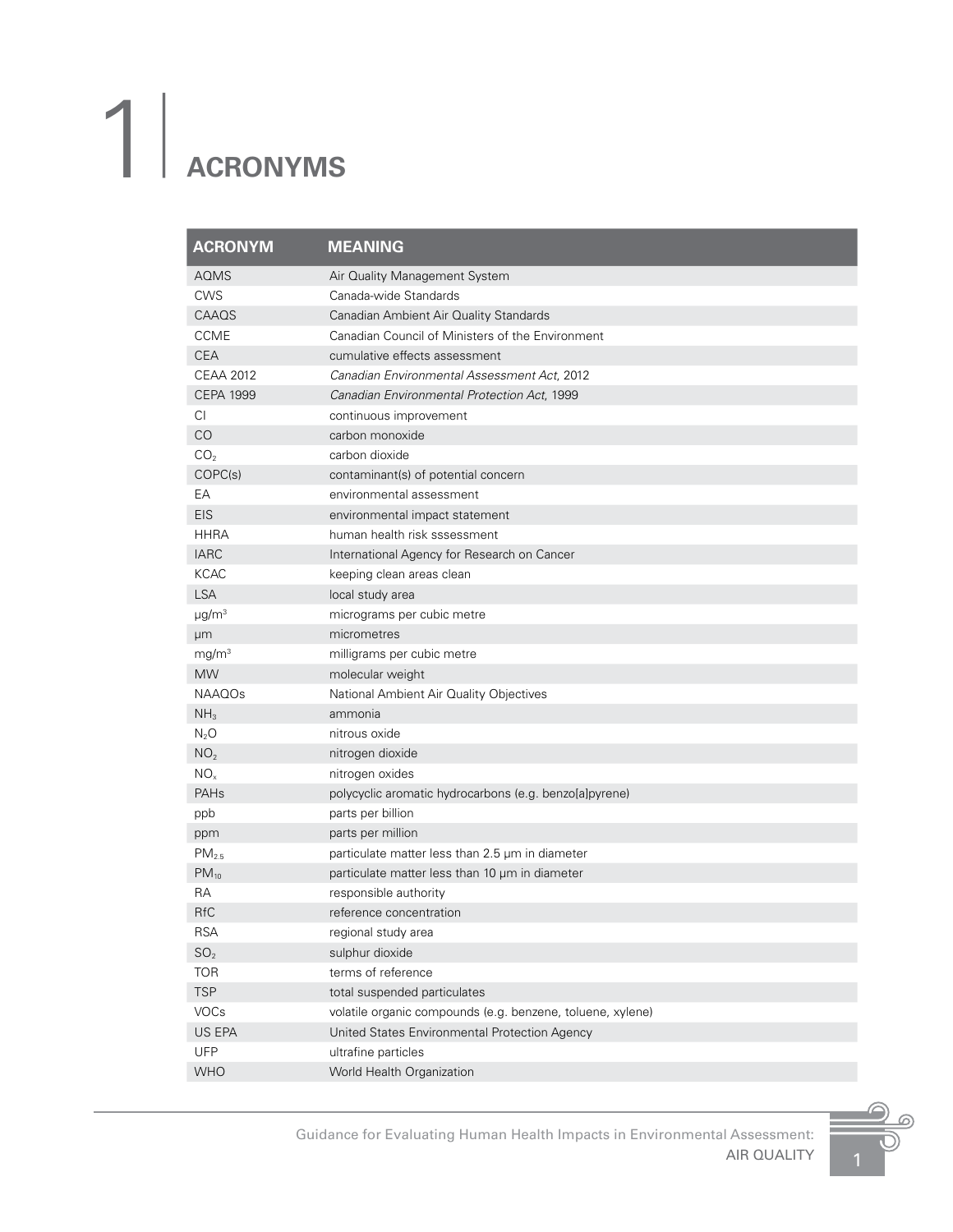# 1 ACRONYMS

| ACRONYM | MEANING |
| --- | --- |
| AQMS | Air Quality Management System |
| CWS | Canada-wide Standards |
| CAAQS | Canadian Ambient Air Quality Standards |
| CCME | Canadian Council of Ministers of the Environment |
| CEA | cumulative effects assessment |
| CEAA 2012 | *Canadian Environmental Assessment Act*, 2012 |
| CEPA 1999 | *Canadian Environmental Protection Act*, 1999 |
| CI | continuous improvement |
| CO | carbon monoxide |
| $CO_2$ | carbon dioxide |
| COPC(s) | contaminant(s) of potential concern |
| EA | environmental assessment |
| EIS | environmental impact statement |
| HHRA | human health risk sssessment |
| IARC | International Agency for Research on Cancer |
| KCAC | keeping clean areas clean |
| LSA | local study area |
| $\mu g/m^3$ | micrograms per cubic metre |
| µm | micrometres |
| $mg/m^3$ | milligrams per cubic metre |
| MW | molecular weight |
| NAAQOs | National Ambient Air Quality Objectives |
| $NH_3$ | ammonia |
| $N_2O$ | nitrous oxide |
| $NO_2$ | nitrogen dioxide |
| $NO_x$ | nitrogen oxides |
| PAHs | polycyclic aromatic hydrocarbons (e.g. benzo[a]pyrene) |
| ppb | parts per billion |
| ppm | parts per million |
| $PM_{2.5}$ | particulate matter less than 2.5 µm in diameter |
| $PM_{10}$ | particulate matter less than 10 µm in diameter |
| RA | responsible authority |
| RfC | reference concentration |
| RSA | regional study area |
| $SO_2$ | sulphur dioxide |
| TOR | terms of reference |
| TSP | total suspended particulates |
| VOCs | volatile organic compounds (e.g. benzene, toluene, xylene) |
| US EPA | United States Environmental Protection Agency |
| UFP | ultrafine particles |
| WHO | World Health Organization |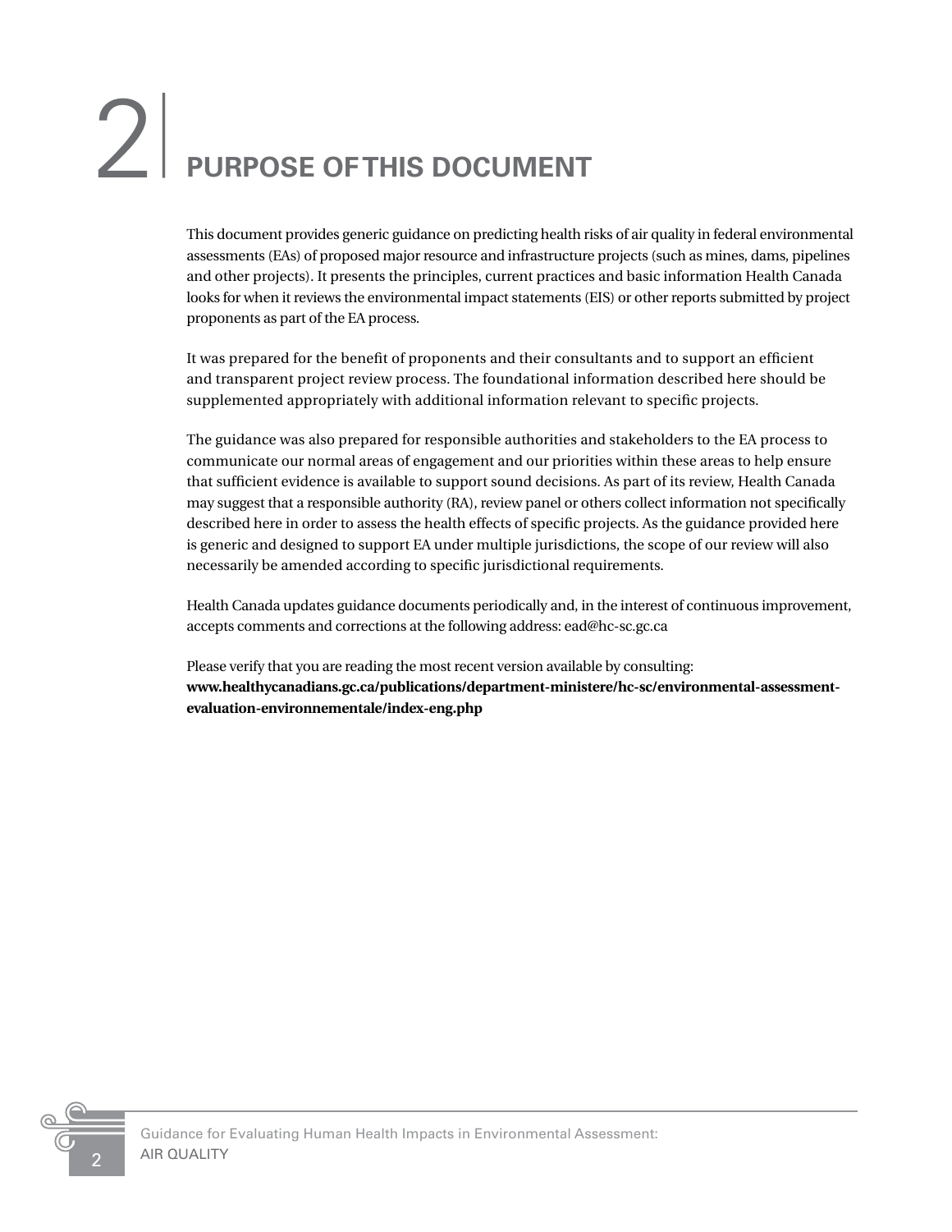# 2 PURPOSE OF THIS DOCUMENT

This document provides generic guidance on predicting health risks of air quality in federal environmental assessments (EAs) of proposed major resource and infrastructure projects (such as mines, dams, pipelines and other projects). It presents the principles, current practices and basic information Health Canada looks for when it reviews the environmental impact statements (EIS) or other reports submitted by project proponents as part of the EA process.

It was prepared for the benefit of proponents and their consultants and to support an efficient and transparent project review process. The foundational information described here should be supplemented appropriately with additional information relevant to specific projects.

The guidance was also prepared for responsible authorities and stakeholders to the EA process to communicate our normal areas of engagement and our priorities within these areas to help ensure that sufficient evidence is available to support sound decisions. As part of its review, Health Canada may suggest that a responsible authority (RA), review panel or others collect information not specifically described here in order to assess the health effects of specific projects. As the guidance provided here is generic and designed to support EA under multiple jurisdictions, the scope of our review will also necessarily be amended according to specific jurisdictional requirements.

Health Canada updates guidance documents periodically and, in the interest of continuous improvement, accepts comments and corrections at the following address: ead@hc-sc.gc.ca

Please verify that you are reading the most recent version available by consulting:
**www.healthycanadians.gc.ca/publications/department-ministere/hc-sc/environmental-assessment-evaluation-environnementale/index-eng.php**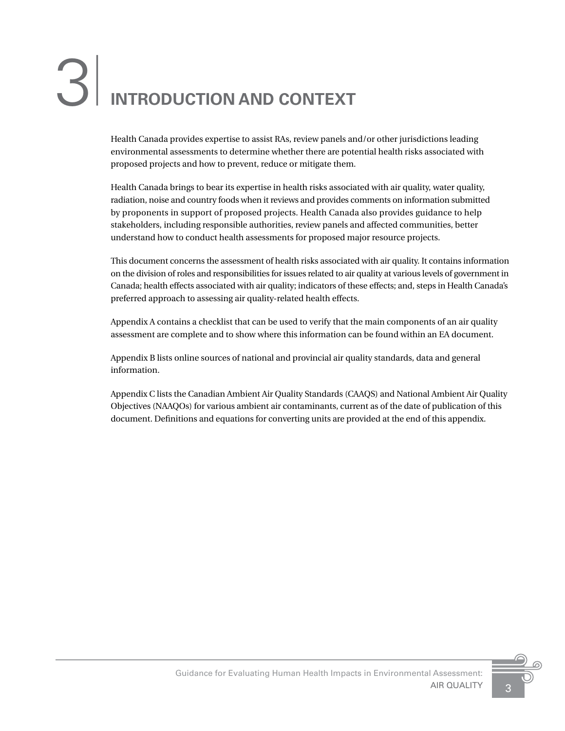# 3 INTRODUCTION AND CONTEXT

Health Canada provides expertise to assist RAs, review panels and/or other jurisdictions leading environmental assessments to determine whether there are potential health risks associated with proposed projects and how to prevent, reduce or mitigate them.

Health Canada brings to bear its expertise in health risks associated with air quality, water quality, radiation, noise and country foods when it reviews and provides comments on information submitted by proponents in support of proposed projects. Health Canada also provides guidance to help stakeholders, including responsible authorities, review panels and affected communities, better understand how to conduct health assessments for proposed major resource projects.

This document concerns the assessment of health risks associated with air quality. It contains information on the division of roles and responsibilities for issues related to air quality at various levels of government in Canada; health effects associated with air quality; indicators of these effects; and, steps in Health Canada's preferred approach to assessing air quality-related health effects.

Appendix A contains a checklist that can be used to verify that the main components of an air quality assessment are complete and to show where this information can be found within an EA document.

Appendix B lists online sources of national and provincial air quality standards, data and general information.

Appendix C lists the Canadian Ambient Air Quality Standards (CAAQS) and National Ambient Air Quality Objectives (NAAQOs) for various ambient air contaminants, current as of the date of publication of this document. Definitions and equations for converting units are provided at the end of this appendix.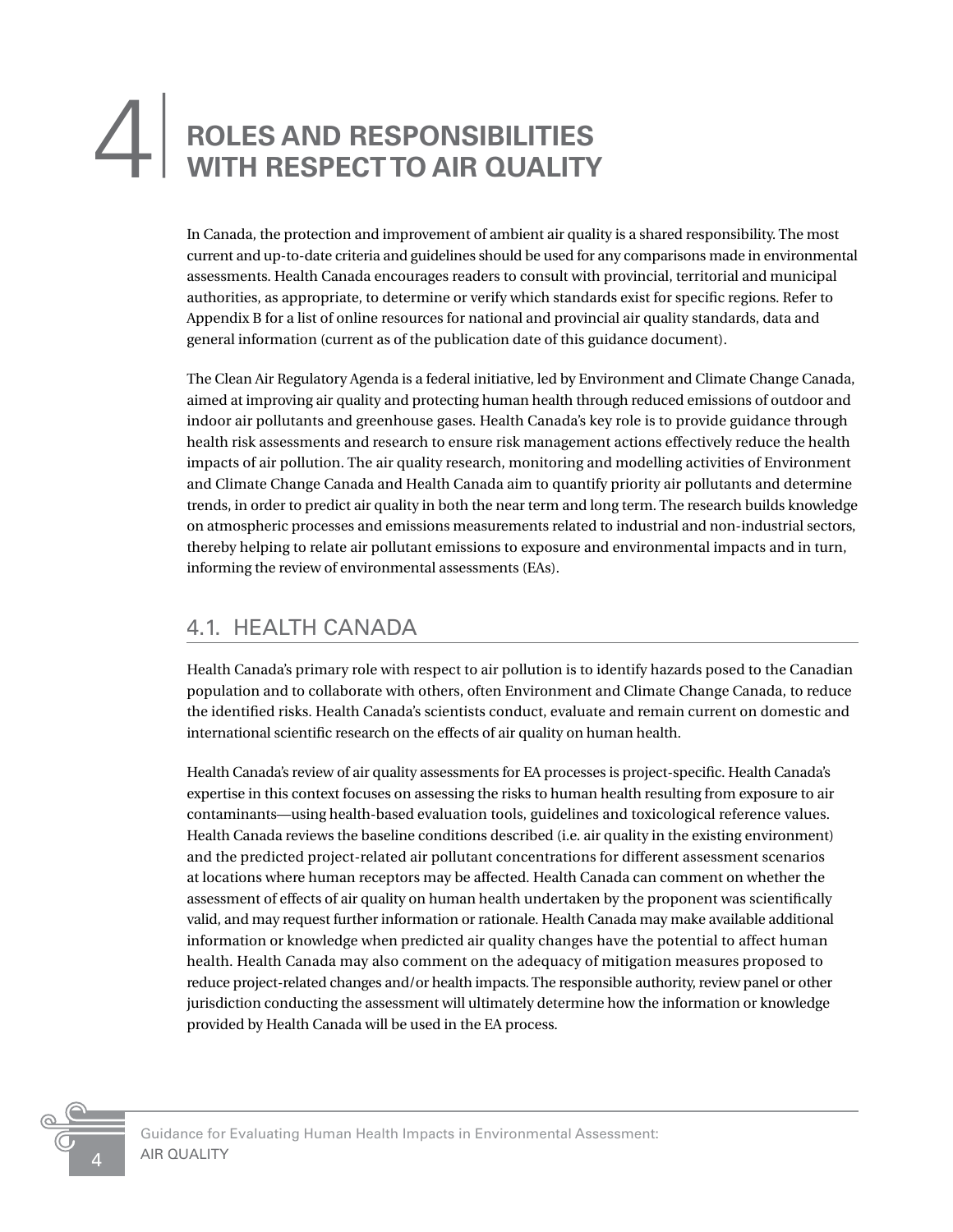# 4 ROLES AND RESPONSIBILITIES WITH RESPECT TO AIR QUALITY

In Canada, the protection and improvement of ambient air quality is a shared responsibility. The most current and up-to-date criteria and guidelines should be used for any comparisons made in environmental assessments. Health Canada encourages readers to consult with provincial, territorial and municipal authorities, as appropriate, to determine or verify which standards exist for specific regions. Refer to Appendix B for a list of online resources for national and provincial air quality standards, data and general information (current as of the publication date of this guidance document).

The Clean Air Regulatory Agenda is a federal initiative, led by Environment and Climate Change Canada, aimed at improving air quality and protecting human health through reduced emissions of outdoor and indoor air pollutants and greenhouse gases. Health Canada's key role is to provide guidance through health risk assessments and research to ensure risk management actions effectively reduce the health impacts of air pollution. The air quality research, monitoring and modelling activities of Environment and Climate Change Canada and Health Canada aim to quantify priority air pollutants and determine trends, in order to predict air quality in both the near term and long term. The research builds knowledge on atmospheric processes and emissions measurements related to industrial and non-industrial sectors, thereby helping to relate air pollutant emissions to exposure and environmental impacts and in turn, informing the review of environmental assessments (EAs).

## 4.1. HEALTH CANADA

Health Canada's primary role with respect to air pollution is to identify hazards posed to the Canadian population and to collaborate with others, often Environment and Climate Change Canada, to reduce the identified risks. Health Canada's scientists conduct, evaluate and remain current on domestic and international scientific research on the effects of air quality on human health.

Health Canada's review of air quality assessments for EA processes is project-specific. Health Canada's expertise in this context focuses on assessing the risks to human health resulting from exposure to air contaminants—using health-based evaluation tools, guidelines and toxicological reference values. Health Canada reviews the baseline conditions described (i.e. air quality in the existing environment) and the predicted project-related air pollutant concentrations for different assessment scenarios at locations where human receptors may be affected. Health Canada can comment on whether the assessment of effects of air quality on human health undertaken by the proponent was scientifically valid, and may request further information or rationale. Health Canada may make available additional information or knowledge when predicted air quality changes have the potential to affect human health. Health Canada may also comment on the adequacy of mitigation measures proposed to reduce project-related changes and/or health impacts. The responsible authority, review panel or other jurisdiction conducting the assessment will ultimately determine how the information or knowledge provided by Health Canada will be used in the EA process.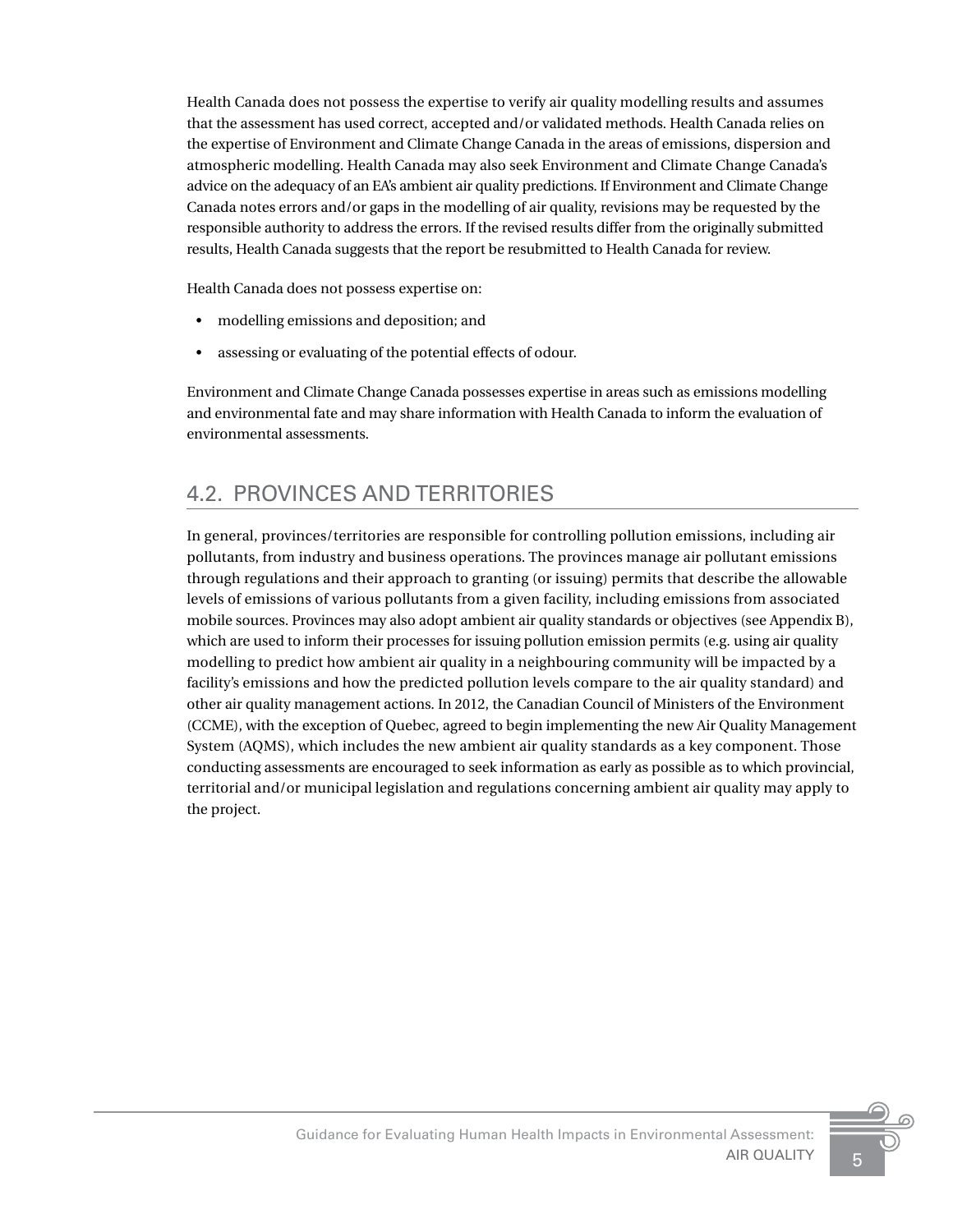Health Canada does not possess the expertise to verify air quality modelling results and assumes that the assessment has used correct, accepted and/or validated methods. Health Canada relies on the expertise of Environment and Climate Change Canada in the areas of emissions, dispersion and atmospheric modelling. Health Canada may also seek Environment and Climate Change Canada's advice on the adequacy of an EA's ambient air quality predictions. If Environment and Climate Change Canada notes errors and/or gaps in the modelling of air quality, revisions may be requested by the responsible authority to address the errors. If the revised results differ from the originally submitted results, Health Canada suggests that the report be resubmitted to Health Canada for review.

Health Canada does not possess expertise on:

- modelling emissions and deposition; and
- assessing or evaluating of the potential effects of odour.

Environment and Climate Change Canada possesses expertise in areas such as emissions modelling and environmental fate and may share information with Health Canada to inform the evaluation of environmental assessments.

## 4.2. PROVINCES AND TERRITORIES

In general, provinces/territories are responsible for controlling pollution emissions, including air pollutants, from industry and business operations. The provinces manage air pollutant emissions through regulations and their approach to granting (or issuing) permits that describe the allowable levels of emissions of various pollutants from a given facility, including emissions from associated mobile sources. Provinces may also adopt ambient air quality standards or objectives (see Appendix B), which are used to inform their processes for issuing pollution emission permits (e.g. using air quality modelling to predict how ambient air quality in a neighbouring community will be impacted by a facility's emissions and how the predicted pollution levels compare to the air quality standard) and other air quality management actions. In 2012, the Canadian Council of Ministers of the Environment (CCME), with the exception of Quebec, agreed to begin implementing the new Air Quality Management System (AQMS), which includes the new ambient air quality standards as a key component. Those conducting assessments are encouraged to seek information as early as possible as to which provincial, territorial and/or municipal legislation and regulations concerning ambient air quality may apply to the project.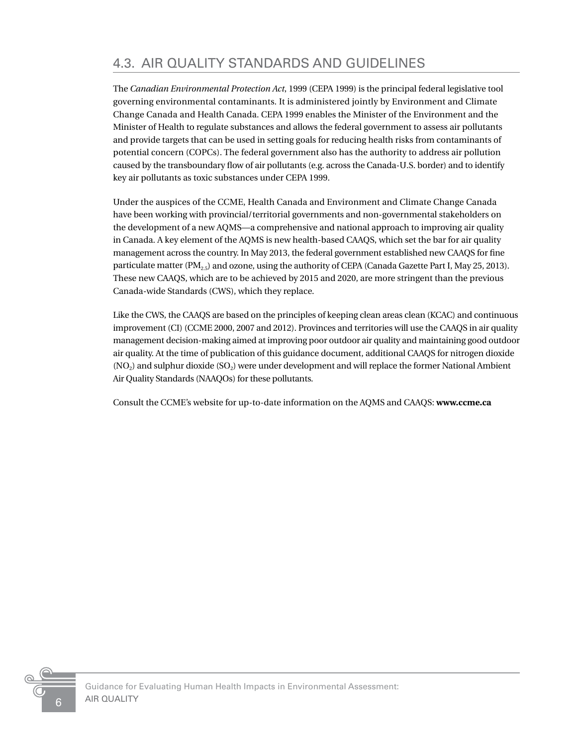## 4.3. AIR QUALITY STANDARDS AND GUIDELINES

The *Canadian Environmental Protection Act*, 1999 (CEPA 1999) is the principal federal legislative tool governing environmental contaminants. It is administered jointly by Environment and Climate Change Canada and Health Canada. CEPA 1999 enables the Minister of the Environment and the Minister of Health to regulate substances and allows the federal government to assess air pollutants and provide targets that can be used in setting goals for reducing health risks from contaminants of potential concern (COPCs). The federal government also has the authority to address air pollution caused by the transboundary flow of air pollutants (e.g. across the Canada-U.S. border) and to identify key air pollutants as toxic substances under CEPA 1999.

Under the auspices of the CCME, Health Canada and Environment and Climate Change Canada have been working with provincial/territorial governments and non-governmental stakeholders on the development of a new AQMS—a comprehensive and national approach to improving air quality in Canada. A key element of the AQMS is new health-based CAAQS, which set the bar for air quality management across the country. In May 2013, the federal government established new CAAQS for fine particulate matter ($PM_{2.5}$) and ozone, using the authority of CEPA (Canada Gazette Part I, May 25, 2013). These new CAAQS, which are to be achieved by 2015 and 2020, are more stringent than the previous Canada-wide Standards (CWS), which they replace.

Like the CWS, the CAAQS are based on the principles of keeping clean areas clean (KCAC) and continuous improvement (CI) (CCME 2000, 2007 and 2012). Provinces and territories will use the CAAQS in air quality management decision-making aimed at improving poor outdoor air quality and maintaining good outdoor air quality. At the time of publication of this guidance document, additional CAAQS for nitrogen dioxide ($NO_2$) and sulphur dioxide ($SO_2$) were under development and will replace the former National Ambient Air Quality Standards (NAAQOs) for these pollutants.

Consult the CCME's website for up-to-date information on the AQMS and CAAQS: **www.ccme.ca**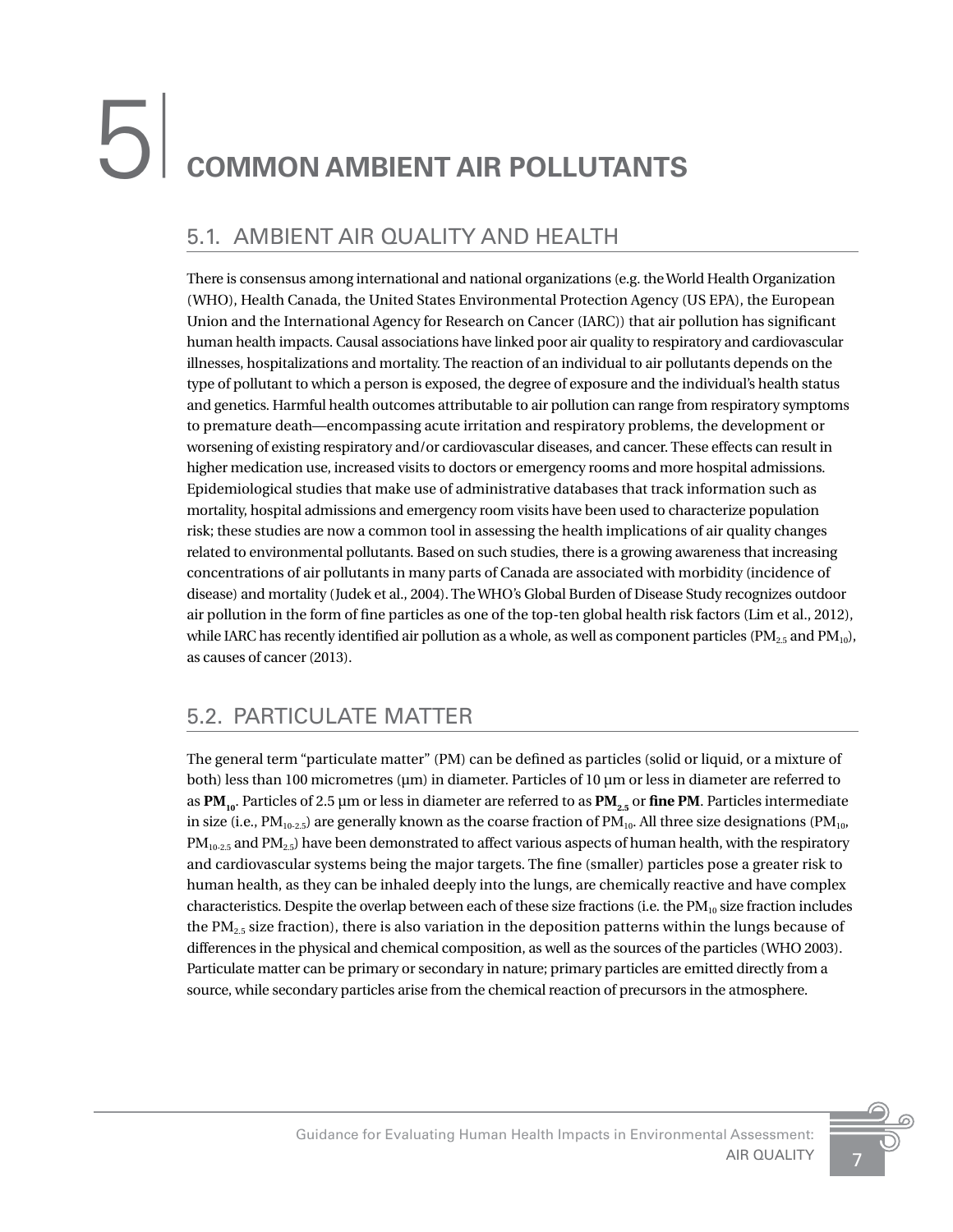# 5 COMMON AMBIENT AIR POLLUTANTS

## 5.1. AMBIENT AIR QUALITY AND HEALTH

There is consensus among international and national organizations (e.g. the World Health Organization (WHO), Health Canada, the United States Environmental Protection Agency (US EPA), the European Union and the International Agency for Research on Cancer (IARC)) that air pollution has significant human health impacts. Causal associations have linked poor air quality to respiratory and cardiovascular illnesses, hospitalizations and mortality. The reaction of an individual to air pollutants depends on the type of pollutant to which a person is exposed, the degree of exposure and the individual's health status and genetics. Harmful health outcomes attributable to air pollution can range from respiratory symptoms to premature death—encompassing acute irritation and respiratory problems, the development or worsening of existing respiratory and/or cardiovascular diseases, and cancer. These effects can result in higher medication use, increased visits to doctors or emergency rooms and more hospital admissions. Epidemiological studies that make use of administrative databases that track information such as mortality, hospital admissions and emergency room visits have been used to characterize population risk; these studies are now a common tool in assessing the health implications of air quality changes related to environmental pollutants. Based on such studies, there is a growing awareness that increasing concentrations of air pollutants in many parts of Canada are associated with morbidity (incidence of disease) and mortality (Judek et al., 2004). The WHO's Global Burden of Disease Study recognizes outdoor air pollution in the form of fine particles as one of the top-ten global health risk factors (Lim et al., 2012), while IARC has recently identified air pollution as a whole, as well as component particles ($PM_{2.5}$ and $PM_{10}$), as causes of cancer (2013).

## 5.2. PARTICULATE MATTER

The general term "particulate matter" (PM) can be defined as particles (solid or liquid, or a mixture of both) less than 100 micrometres (μm) in diameter. Particles of 10 μm or less in diameter are referred to as **$PM_{10}$**. Particles of 2.5 μm or less in diameter are referred to as **$PM_{2.5}$** or **fine PM**. Particles intermediate in size (i.e., $PM_{10-2.5}$) are generally known as the coarse fraction of $PM_{10}$. All three size designations ($PM_{10}$, $PM_{10-2.5}$ and $PM_{2.5}$) have been demonstrated to affect various aspects of human health, with the respiratory and cardiovascular systems being the major targets. The fine (smaller) particles pose a greater risk to human health, as they can be inhaled deeply into the lungs, are chemically reactive and have complex characteristics. Despite the overlap between each of these size fractions (i.e. the $PM_{10}$ size fraction includes the $PM_{2.5}$ size fraction), there is also variation in the deposition patterns within the lungs because of differences in the physical and chemical composition, as well as the sources of the particles (WHO 2003). Particulate matter can be primary or secondary in nature; primary particles are emitted directly from a source, while secondary particles arise from the chemical reaction of precursors in the atmosphere.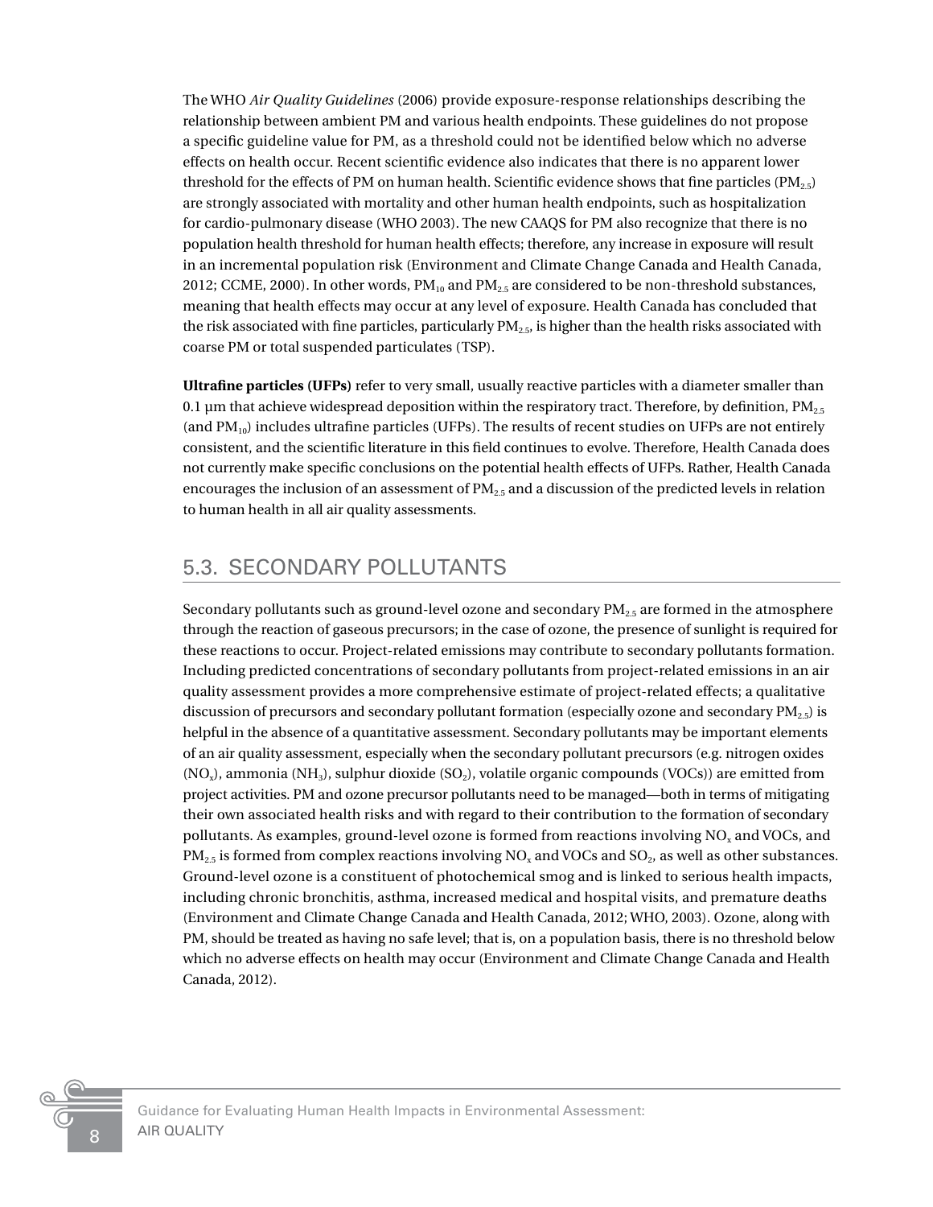The WHO *Air Quality Guidelines* (2006) provide exposure-response relationships describing the relationship between ambient PM and various health endpoints. These guidelines do not propose a specific guideline value for PM, as a threshold could not be identified below which no adverse effects on health occur. Recent scientific evidence also indicates that there is no apparent lower threshold for the effects of PM on human health. Scientific evidence shows that fine particles ($PM_{2.5}$) are strongly associated with mortality and other human health endpoints, such as hospitalization for cardio-pulmonary disease (WHO 2003). The new CAAQS for PM also recognize that there is no population health threshold for human health effects; therefore, any increase in exposure will result in an incremental population risk (Environment and Climate Change Canada and Health Canada, 2012; CCME, 2000). In other words, $PM_{10}$ and $PM_{2.5}$ are considered to be non-threshold substances, meaning that health effects may occur at any level of exposure. Health Canada has concluded that the risk associated with fine particles, particularly $PM_{2.5}$, is higher than the health risks associated with coarse PM or total suspended particulates (TSP).

**Ultrafine particles (UFPs)** refer to very small, usually reactive particles with a diameter smaller than 0.1 µm that achieve widespread deposition within the respiratory tract. Therefore, by definition, $PM_{2.5}$ (and $PM_{10}$) includes ultrafine particles (UFPs). The results of recent studies on UFPs are not entirely consistent, and the scientific literature in this field continues to evolve. Therefore, Health Canada does not currently make specific conclusions on the potential health effects of UFPs. Rather, Health Canada encourages the inclusion of an assessment of $PM_{2.5}$ and a discussion of the predicted levels in relation to human health in all air quality assessments.

## 5.3. SECONDARY POLLUTANTS

Secondary pollutants such as ground-level ozone and secondary $PM_{2.5}$ are formed in the atmosphere through the reaction of gaseous precursors; in the case of ozone, the presence of sunlight is required for these reactions to occur. Project-related emissions may contribute to secondary pollutants formation. Including predicted concentrations of secondary pollutants from project-related emissions in an air quality assessment provides a more comprehensive estimate of project-related effects; a qualitative discussion of precursors and secondary pollutant formation (especially ozone and secondary $PM_{2.5}$) is helpful in the absence of a quantitative assessment. Secondary pollutants may be important elements of an air quality assessment, especially when the secondary pollutant precursors (e.g. nitrogen oxides ($NO_x$), ammonia ($NH_3$), sulphur dioxide ($SO_2$), volatile organic compounds (VOCs)) are emitted from project activities. PM and ozone precursor pollutants need to be managed—both in terms of mitigating their own associated health risks and with regard to their contribution to the formation of secondary pollutants. As examples, ground-level ozone is formed from reactions involving $NO_x$ and VOCs, and $PM_{2.5}$ is formed from complex reactions involving $NO_x$ and VOCs and $SO_2$, as well as other substances. Ground-level ozone is a constituent of photochemical smog and is linked to serious health impacts, including chronic bronchitis, asthma, increased medical and hospital visits, and premature deaths (Environment and Climate Change Canada and Health Canada, 2012; WHO, 2003). Ozone, along with PM, should be treated as having no safe level; that is, on a population basis, there is no threshold below which no adverse effects on health may occur (Environment and Climate Change Canada and Health Canada, 2012).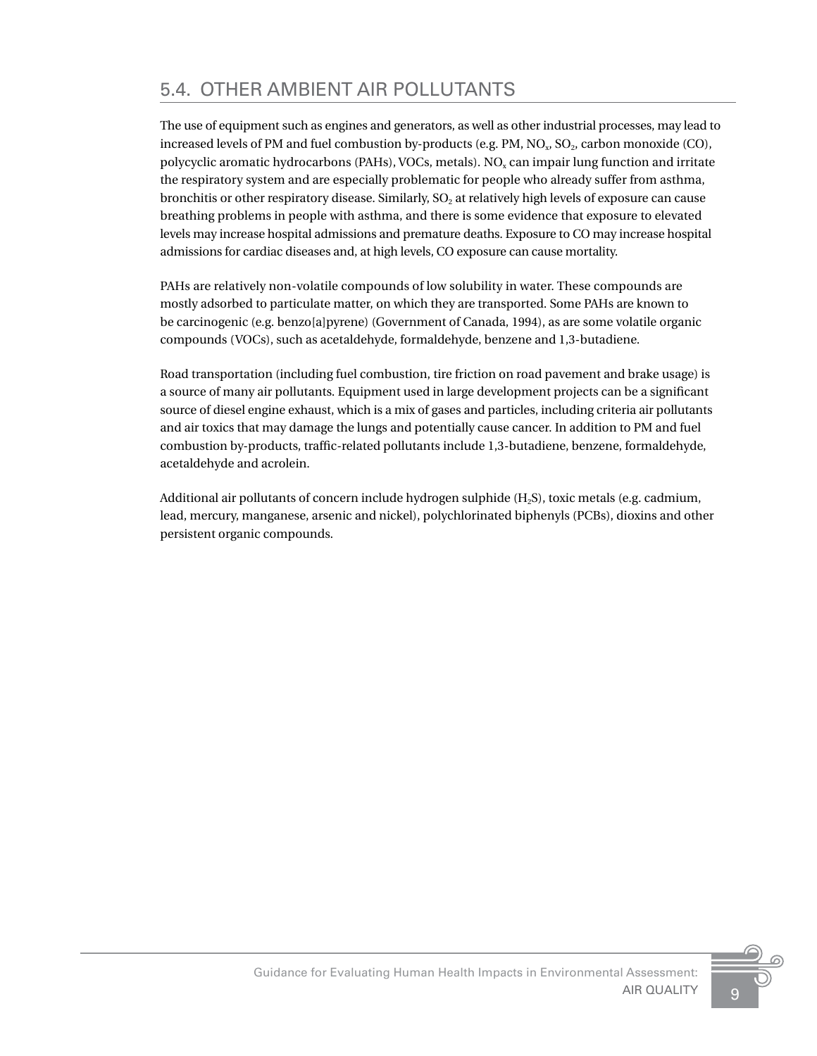## 5.4. OTHER AMBIENT AIR POLLUTANTS

The use of equipment such as engines and generators, as well as other industrial processes, may lead to increased levels of PM and fuel combustion by-products (e.g. PM, $NO_x$, $SO_2$, carbon monoxide (CO), polycyclic aromatic hydrocarbons (PAHs), VOCs, metals). $NO_x$ can impair lung function and irritate the respiratory system and are especially problematic for people who already suffer from asthma, bronchitis or other respiratory disease. Similarly, $SO_2$ at relatively high levels of exposure can cause breathing problems in people with asthma, and there is some evidence that exposure to elevated levels may increase hospital admissions and premature deaths. Exposure to CO may increase hospital admissions for cardiac diseases and, at high levels, CO exposure can cause mortality.

PAHs are relatively non-volatile compounds of low solubility in water. These compounds are mostly adsorbed to particulate matter, on which they are transported. Some PAHs are known to be carcinogenic (e.g. benzo[a]pyrene) (Government of Canada, 1994), as are some volatile organic compounds (VOCs), such as acetaldehyde, formaldehyde, benzene and 1,3-butadiene.

Road transportation (including fuel combustion, tire friction on road pavement and brake usage) is a source of many air pollutants. Equipment used in large development projects can be a significant source of diesel engine exhaust, which is a mix of gases and particles, including criteria air pollutants and air toxics that may damage the lungs and potentially cause cancer. In addition to PM and fuel combustion by-products, traffic-related pollutants include 1,3-butadiene, benzene, formaldehyde, acetaldehyde and acrolein.

Additional air pollutants of concern include hydrogen sulphide ($H_2S$), toxic metals (e.g. cadmium, lead, mercury, manganese, arsenic and nickel), polychlorinated biphenyls (PCBs), dioxins and other persistent organic compounds.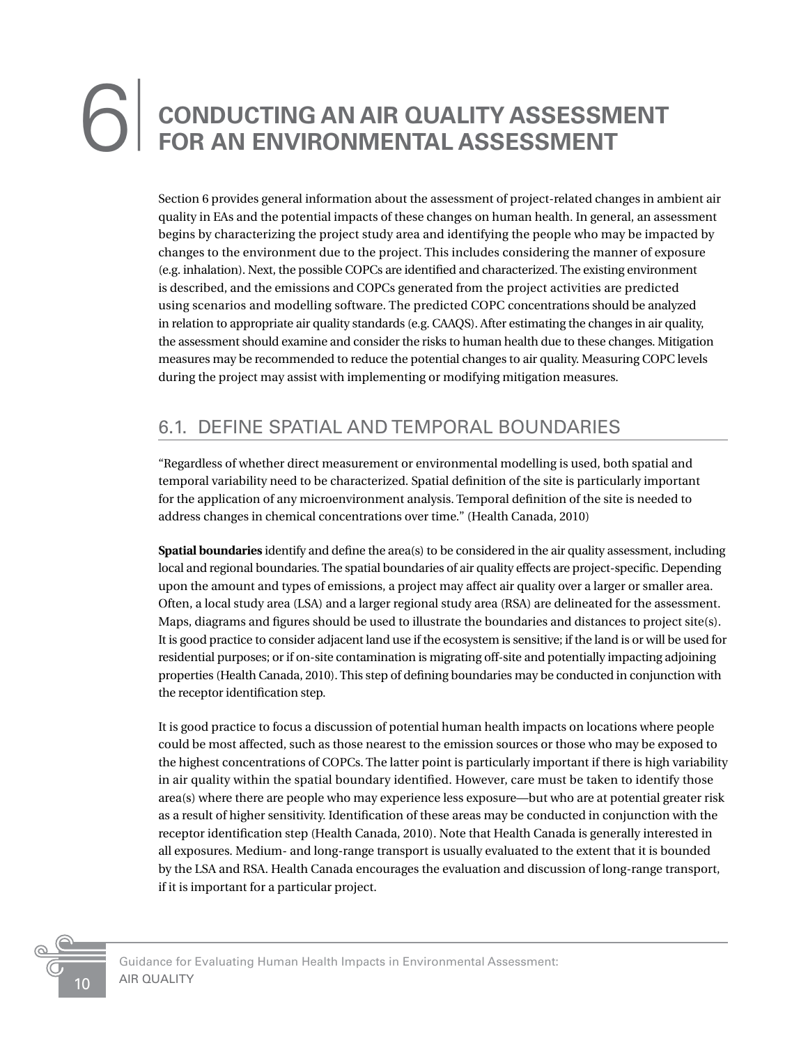# 6 CONDUCTING AN AIR QUALITY ASSESSMENT FOR AN ENVIRONMENTAL ASSESSMENT

Section 6 provides general information about the assessment of project-related changes in ambient air quality in EAs and the potential impacts of these changes on human health. In general, an assessment begins by characterizing the project study area and identifying the people who may be impacted by changes to the environment due to the project. This includes considering the manner of exposure (e.g. inhalation). Next, the possible COPCs are identified and characterized. The existing environment is described, and the emissions and COPCs generated from the project activities are predicted using scenarios and modelling software. The predicted COPC concentrations should be analyzed in relation to appropriate air quality standards (e.g. CAAQS). After estimating the changes in air quality, the assessment should examine and consider the risks to human health due to these changes. Mitigation measures may be recommended to reduce the potential changes to air quality. Measuring COPC levels during the project may assist with implementing or modifying mitigation measures.

## 6.1. DEFINE SPATIAL AND TEMPORAL BOUNDARIES

"Regardless of whether direct measurement or environmental modelling is used, both spatial and temporal variability need to be characterized. Spatial definition of the site is particularly important for the application of any microenvironment analysis. Temporal definition of the site is needed to address changes in chemical concentrations over time." (Health Canada, 2010)

**Spatial boundaries** identify and define the area(s) to be considered in the air quality assessment, including local and regional boundaries. The spatial boundaries of air quality effects are project-specific. Depending upon the amount and types of emissions, a project may affect air quality over a larger or smaller area. Often, a local study area (LSA) and a larger regional study area (RSA) are delineated for the assessment. Maps, diagrams and figures should be used to illustrate the boundaries and distances to project site(s). It is good practice to consider adjacent land use if the ecosystem is sensitive; if the land is or will be used for residential purposes; or if on-site contamination is migrating off-site and potentially impacting adjoining properties (Health Canada, 2010). This step of defining boundaries may be conducted in conjunction with the receptor identification step.

It is good practice to focus a discussion of potential human health impacts on locations where people could be most affected, such as those nearest to the emission sources or those who may be exposed to the highest concentrations of COPCs. The latter point is particularly important if there is high variability in air quality within the spatial boundary identified. However, care must be taken to identify those area(s) where there are people who may experience less exposure—but who are at potential greater risk as a result of higher sensitivity. Identification of these areas may be conducted in conjunction with the receptor identification step (Health Canada, 2010). Note that Health Canada is generally interested in all exposures. Medium- and long-range transport is usually evaluated to the extent that it is bounded by the LSA and RSA. Health Canada encourages the evaluation and discussion of long-range transport, if it is important for a particular project.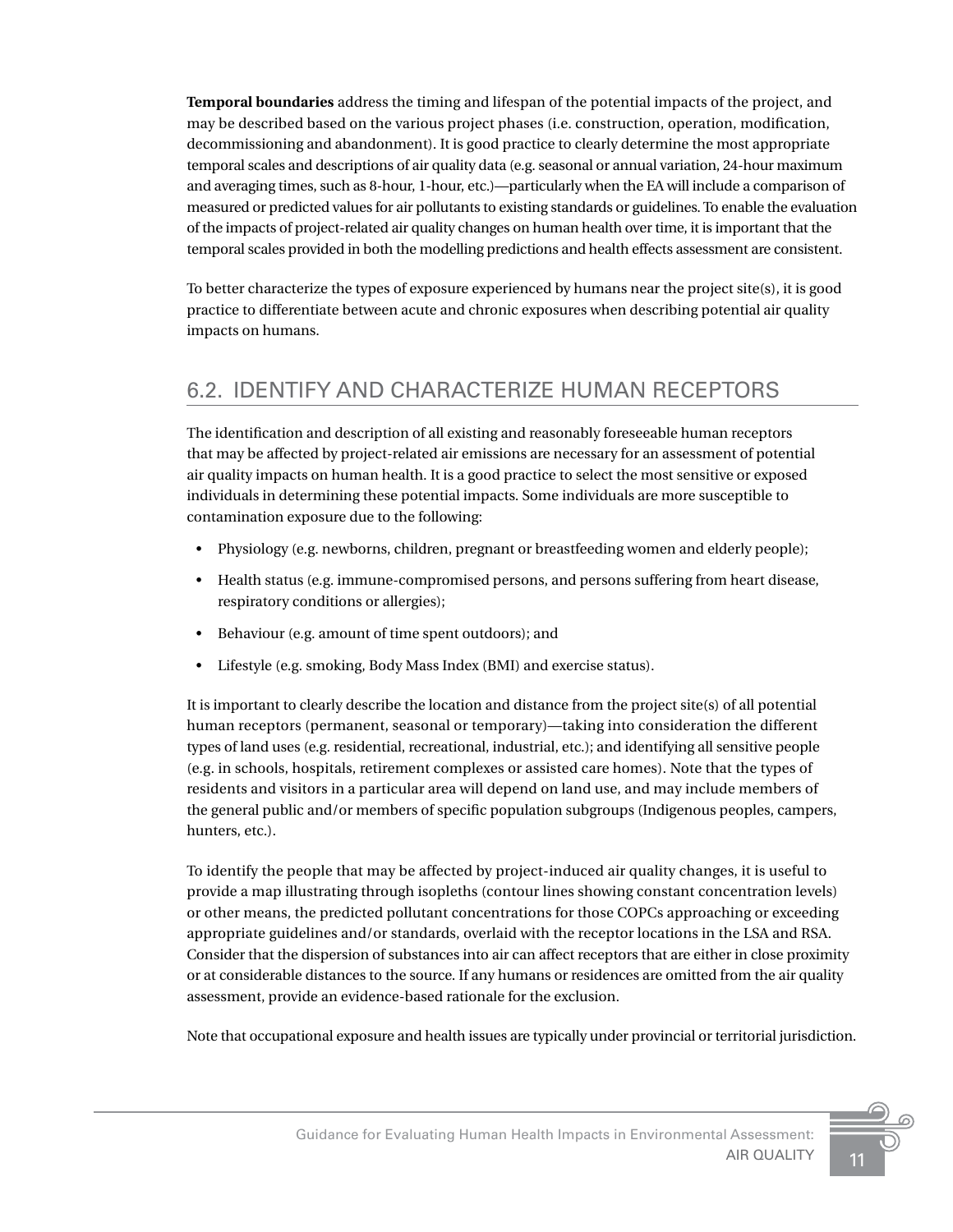**Temporal boundaries** address the timing and lifespan of the potential impacts of the project, and may be described based on the various project phases (i.e. construction, operation, modification, decommissioning and abandonment). It is good practice to clearly determine the most appropriate temporal scales and descriptions of air quality data (e.g. seasonal or annual variation, 24-hour maximum and averaging times, such as 8-hour, 1-hour, etc.)—particularly when the EA will include a comparison of measured or predicted values for air pollutants to existing standards or guidelines. To enable the evaluation of the impacts of project-related air quality changes on human health over time, it is important that the temporal scales provided in both the modelling predictions and health effects assessment are consistent.

To better characterize the types of exposure experienced by humans near the project site(s), it is good practice to differentiate between acute and chronic exposures when describing potential air quality impacts on humans.

## 6.2. IDENTIFY AND CHARACTERIZE HUMAN RECEPTORS

The identification and description of all existing and reasonably foreseeable human receptors that may be affected by project-related air emissions are necessary for an assessment of potential air quality impacts on human health. It is a good practice to select the most sensitive or exposed individuals in determining these potential impacts. Some individuals are more susceptible to contamination exposure due to the following:

- Physiology (e.g. newborns, children, pregnant or breastfeeding women and elderly people);
- Health status (e.g. immune-compromised persons, and persons suffering from heart disease, respiratory conditions or allergies);
- Behaviour (e.g. amount of time spent outdoors); and
- Lifestyle (e.g. smoking, Body Mass Index (BMI) and exercise status).

It is important to clearly describe the location and distance from the project site(s) of all potential human receptors (permanent, seasonal or temporary)—taking into consideration the different types of land uses (e.g. residential, recreational, industrial, etc.); and identifying all sensitive people (e.g. in schools, hospitals, retirement complexes or assisted care homes). Note that the types of residents and visitors in a particular area will depend on land use, and may include members of the general public and/or members of specific population subgroups (Indigenous peoples, campers, hunters, etc.).

To identify the people that may be affected by project-induced air quality changes, it is useful to provide a map illustrating through isopleths (contour lines showing constant concentration levels) or other means, the predicted pollutant concentrations for those COPCs approaching or exceeding appropriate guidelines and/or standards, overlaid with the receptor locations in the LSA and RSA. Consider that the dispersion of substances into air can affect receptors that are either in close proximity or at considerable distances to the source. If any humans or residences are omitted from the air quality assessment, provide an evidence-based rationale for the exclusion.

Note that occupational exposure and health issues are typically under provincial or territorial jurisdiction.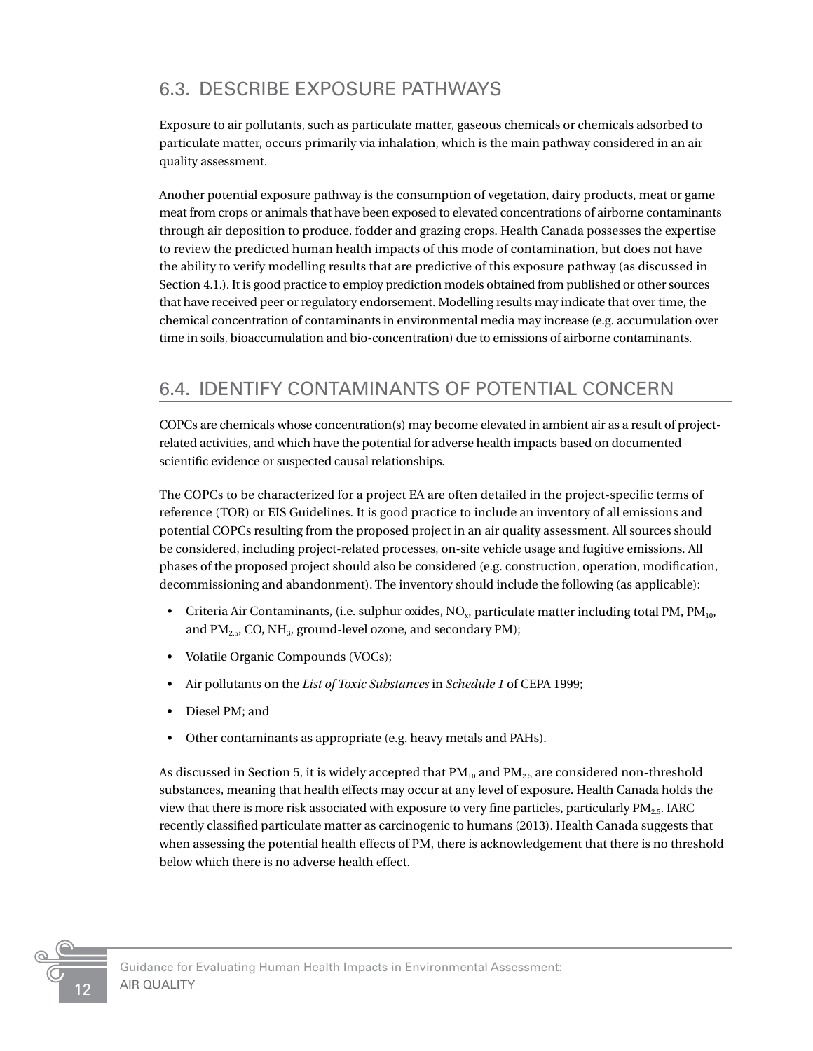## 6.3. DESCRIBE EXPOSURE PATHWAYS

Exposure to air pollutants, such as particulate matter, gaseous chemicals or chemicals adsorbed to particulate matter, occurs primarily via inhalation, which is the main pathway considered in an air quality assessment.

Another potential exposure pathway is the consumption of vegetation, dairy products, meat or game meat from crops or animals that have been exposed to elevated concentrations of airborne contaminants through air deposition to produce, fodder and grazing crops. Health Canada possesses the expertise to review the predicted human health impacts of this mode of contamination, but does not have the ability to verify modelling results that are predictive of this exposure pathway (as discussed in Section 4.1.). It is good practice to employ prediction models obtained from published or other sources that have received peer or regulatory endorsement. Modelling results may indicate that over time, the chemical concentration of contaminants in environmental media may increase (e.g. accumulation over time in soils, bioaccumulation and bio-concentration) due to emissions of airborne contaminants.

## 6.4. IDENTIFY CONTAMINANTS OF POTENTIAL CONCERN

COPCs are chemicals whose concentration(s) may become elevated in ambient air as a result of project-related activities, and which have the potential for adverse health impacts based on documented scientific evidence or suspected causal relationships.

The COPCs to be characterized for a project EA are often detailed in the project-specific terms of reference (TOR) or EIS Guidelines. It is good practice to include an inventory of all emissions and potential COPCs resulting from the proposed project in an air quality assessment. All sources should be considered, including project-related processes, on-site vehicle usage and fugitive emissions. All phases of the proposed project should also be considered (e.g. construction, operation, modification, decommissioning and abandonment). The inventory should include the following (as applicable):

- Criteria Air Contaminants, (i.e. sulphur oxides, $NO_x$, particulate matter including total PM, $PM_{10}$, and $PM_{2.5}$, CO, $NH_3$, ground-level ozone, and secondary PM);
- Volatile Organic Compounds (VOCs);
- Air pollutants on the *List of Toxic Substances* in *Schedule 1* of CEPA 1999;
- Diesel PM; and
- Other contaminants as appropriate (e.g. heavy metals and PAHs).

As discussed in Section 5, it is widely accepted that $PM_{10}$ and $PM_{2.5}$ are considered non-threshold substances, meaning that health effects may occur at any level of exposure. Health Canada holds the view that there is more risk associated with exposure to very fine particles, particularly $PM_{2.5}$. IARC recently classified particulate matter as carcinogenic to humans (2013). Health Canada suggests that when assessing the potential health effects of PM, there is acknowledgement that there is no threshold below which there is no adverse health effect.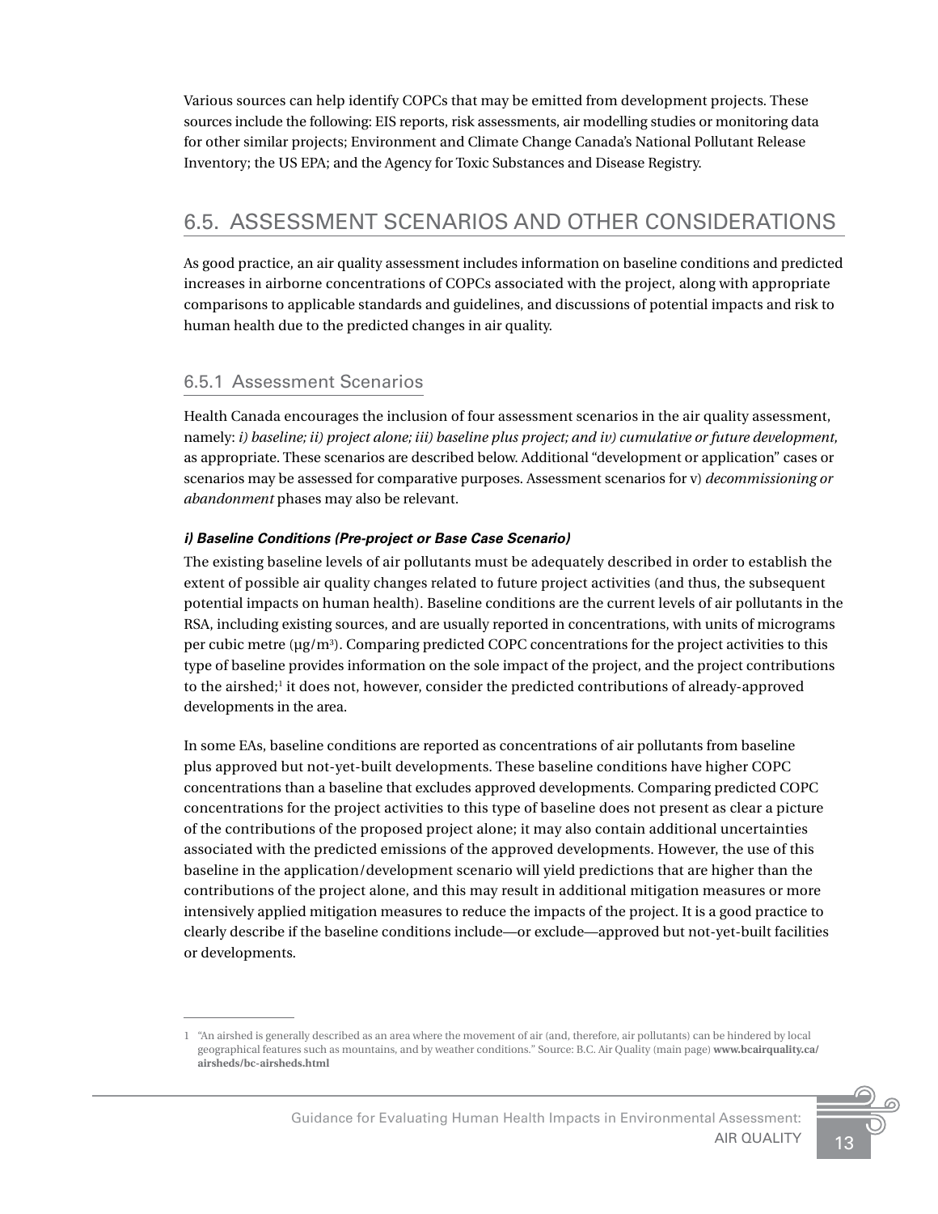Various sources can help identify COPCs that may be emitted from development projects. These sources include the following: EIS reports, risk assessments, air modelling studies or monitoring data for other similar projects; Environment and Climate Change Canada's National Pollutant Release Inventory; the US EPA; and the Agency for Toxic Substances and Disease Registry.

## 6.5. ASSESSMENT SCENARIOS AND OTHER CONSIDERATIONS

As good practice, an air quality assessment includes information on baseline conditions and predicted increases in airborne concentrations of COPCs associated with the project, along with appropriate comparisons to applicable standards and guidelines, and discussions of potential impacts and risk to human health due to the predicted changes in air quality.

### 6.5.1 Assessment Scenarios

Health Canada encourages the inclusion of four assessment scenarios in the air quality assessment, namely: *i) baseline; ii) project alone; iii) baseline plus project; and iv) cumulative or future development,* as appropriate. These scenarios are described below. Additional "development or application" cases or scenarios may be assessed for comparative purposes. Assessment scenarios for v) *decommissioning or abandonment* phases may also be relevant.

***i) Baseline Conditions (Pre-project or Base Case Scenario)***

The existing baseline levels of air pollutants must be adequately described in order to establish the extent of possible air quality changes related to future project activities (and thus, the subsequent potential impacts on human health). Baseline conditions are the current levels of air pollutants in the RSA, including existing sources, and are usually reported in concentrations, with units of micrograms per cubic metre ($\mu g/m^3$). Comparing predicted COPC concentrations for the project activities to this type of baseline provides information on the sole impact of the project, and the project contributions to the airshed;[1] it does not, however, consider the predicted contributions of already-approved developments in the area.

In some EAs, baseline conditions are reported as concentrations of air pollutants from baseline plus approved but not-yet-built developments. These baseline conditions have higher COPC concentrations than a baseline that excludes approved developments. Comparing predicted COPC concentrations for the project activities to this type of baseline does not present as clear a picture of the contributions of the proposed project alone; it may also contain additional uncertainties associated with the predicted emissions of the approved developments. However, the use of this baseline in the application/development scenario will yield predictions that are higher than the contributions of the project alone, and this may result in additional mitigation measures or more intensively applied mitigation measures to reduce the impacts of the project. It is a good practice to clearly describe if the baseline conditions include—or exclude—approved but not-yet-built facilities or developments.

---

1 "An airshed is generally described as an area where the movement of air (and, therefore, air pollutants) can be hindered by local geographical features such as mountains, and by weather conditions." Source: B.C. Air Quality (main page) **www.bcairquality.ca/airsheds/bc-airsheds.html**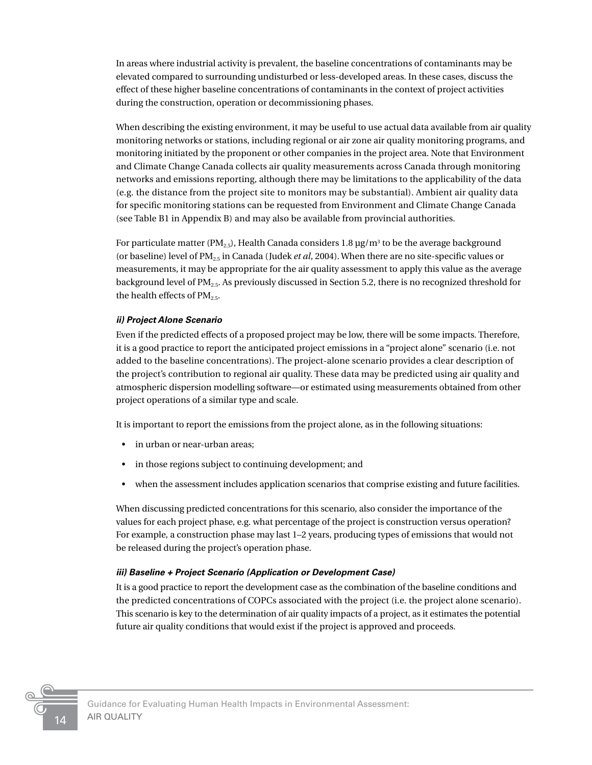In areas where industrial activity is prevalent, the baseline concentrations of contaminants may be elevated compared to surrounding undisturbed or less-developed areas. In these cases, discuss the effect of these higher baseline concentrations of contaminants in the context of project activities during the construction, operation or decommissioning phases.

When describing the existing environment, it may be useful to use actual data available from air quality monitoring networks or stations, including regional or air zone air quality monitoring programs, and monitoring initiated by the proponent or other companies in the project area. Note that Environment and Climate Change Canada collects air quality measurements across Canada through monitoring networks and emissions reporting, although there may be limitations to the applicability of the data (e.g. the distance from the project site to monitors may be substantial). Ambient air quality data for specific monitoring stations can be requested from Environment and Climate Change Canada (see Table B1 in Appendix B) and may also be available from provincial authorities.

For particulate matter ($PM_{2.5}$), Health Canada considers 1.8 µg/m$^3$ to be the average background (or baseline) level of $PM_{2.5}$ in Canada (Judek *et al*, 2004). When there are no site-specific values or measurements, it may be appropriate for the air quality assessment to apply this value as the average background level of $PM_{2.5}$. As previously discussed in Section 5.2, there is no recognized threshold for the health effects of $PM_{2.5}$.

#### *ii) Project Alone Scenario*

Even if the predicted effects of a proposed project may be low, there will be some impacts. Therefore, it is a good practice to report the anticipated project emissions in a "project alone" scenario (i.e. not added to the baseline concentrations). The project-alone scenario provides a clear description of the project's contribution to regional air quality. These data may be predicted using air quality and atmospheric dispersion modelling software—or estimated using measurements obtained from other project operations of a similar type and scale.

It is important to report the emissions from the project alone, as in the following situations:

- in urban or near-urban areas;
- in those regions subject to continuing development; and
- when the assessment includes application scenarios that comprise existing and future facilities.

When discussing predicted concentrations for this scenario, also consider the importance of the values for each project phase, e.g. what percentage of the project is construction versus operation? For example, a construction phase may last 1–2 years, producing types of emissions that would not be released during the project's operation phase.

#### *iii) Baseline + Project Scenario (Application or Development Case)*

It is a good practice to report the development case as the combination of the baseline conditions and the predicted concentrations of COPCs associated with the project (i.e. the project alone scenario). This scenario is key to the determination of air quality impacts of a project, as it estimates the potential future air quality conditions that would exist if the project is approved and proceeds.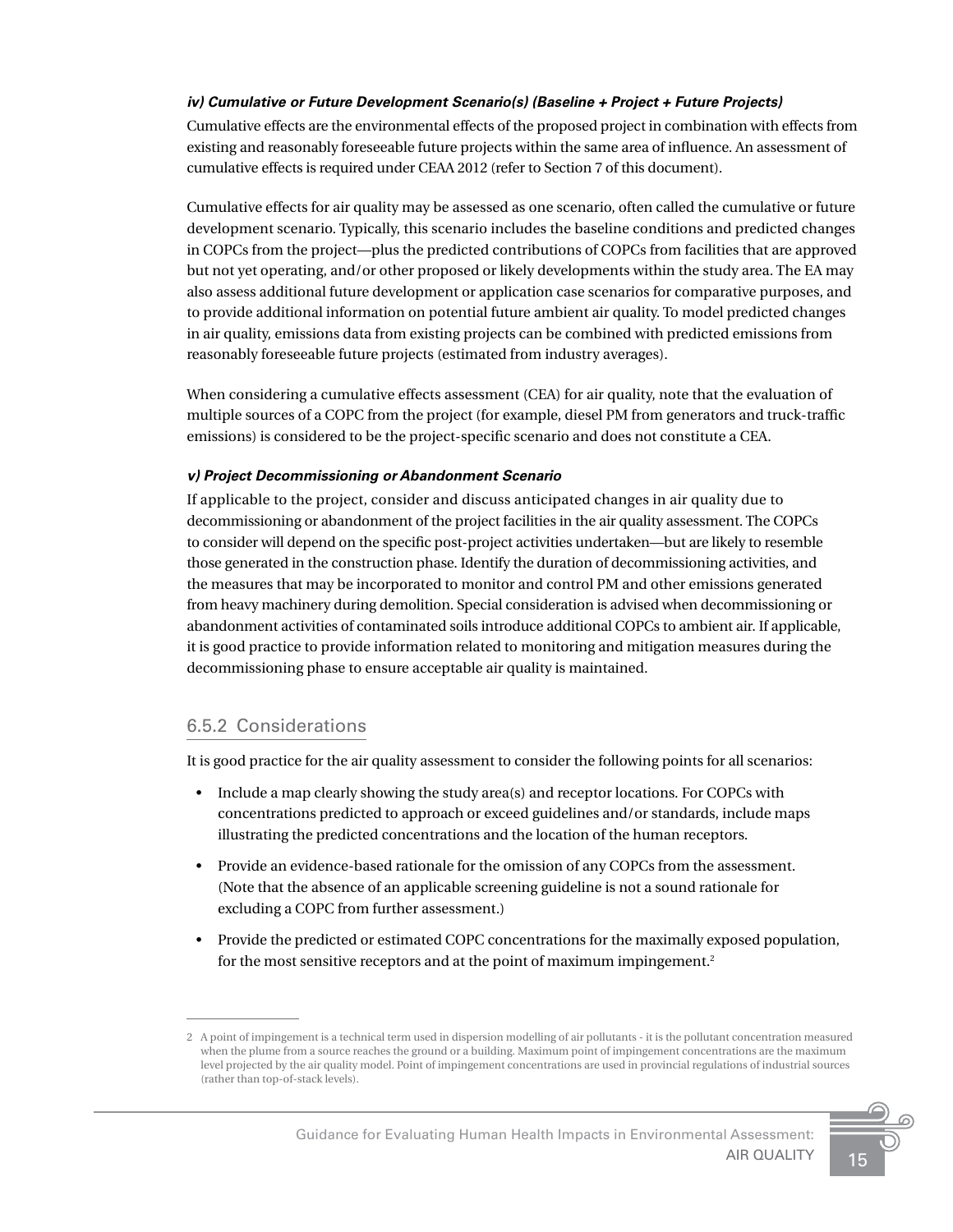#### *iv) Cumulative or Future Development Scenario(s) (Baseline + Project + Future Projects)*

Cumulative effects are the environmental effects of the proposed project in combination with effects from existing and reasonably foreseeable future projects within the same area of influence. An assessment of cumulative effects is required under CEAA 2012 (refer to Section 7 of this document).

Cumulative effects for air quality may be assessed as one scenario, often called the cumulative or future development scenario. Typically, this scenario includes the baseline conditions and predicted changes in COPCs from the project—plus the predicted contributions of COPCs from facilities that are approved but not yet operating, and/or other proposed or likely developments within the study area. The EA may also assess additional future development or application case scenarios for comparative purposes, and to provide additional information on potential future ambient air quality. To model predicted changes in air quality, emissions data from existing projects can be combined with predicted emissions from reasonably foreseeable future projects (estimated from industry averages).

When considering a cumulative effects assessment (CEA) for air quality, note that the evaluation of multiple sources of a COPC from the project (for example, diesel PM from generators and truck-traffic emissions) is considered to be the project-specific scenario and does not constitute a CEA.

#### *v) Project Decommissioning or Abandonment Scenario*

If applicable to the project, consider and discuss anticipated changes in air quality due to decommissioning or abandonment of the project facilities in the air quality assessment. The COPCs to consider will depend on the specific post-project activities undertaken—but are likely to resemble those generated in the construction phase. Identify the duration of decommissioning activities, and the measures that may be incorporated to monitor and control PM and other emissions generated from heavy machinery during demolition. Special consideration is advised when decommissioning or abandonment activities of contaminated soils introduce additional COPCs to ambient air. If applicable, it is good practice to provide information related to monitoring and mitigation measures during the decommissioning phase to ensure acceptable air quality is maintained.

### 6.5.2 Considerations

It is good practice for the air quality assessment to consider the following points for all scenarios:

- Include a map clearly showing the study area(s) and receptor locations. For COPCs with concentrations predicted to approach or exceed guidelines and/or standards, include maps illustrating the predicted concentrations and the location of the human receptors.
- Provide an evidence-based rationale for the omission of any COPCs from the assessment. (Note that the absence of an applicable screening guideline is not a sound rationale for excluding a COPC from further assessment.)
- Provide the predicted or estimated COPC concentrations for the maximally exposed population, for the most sensitive receptors and at the point of maximum impingement.[2]

---

2 A point of impingement is a technical term used in dispersion modelling of air pollutants - it is the pollutant concentration measured when the plume from a source reaches the ground or a building. Maximum point of impingement concentrations are the maximum level projected by the air quality model. Point of impingement concentrations are used in provincial regulations of industrial sources (rather than top-of-stack levels).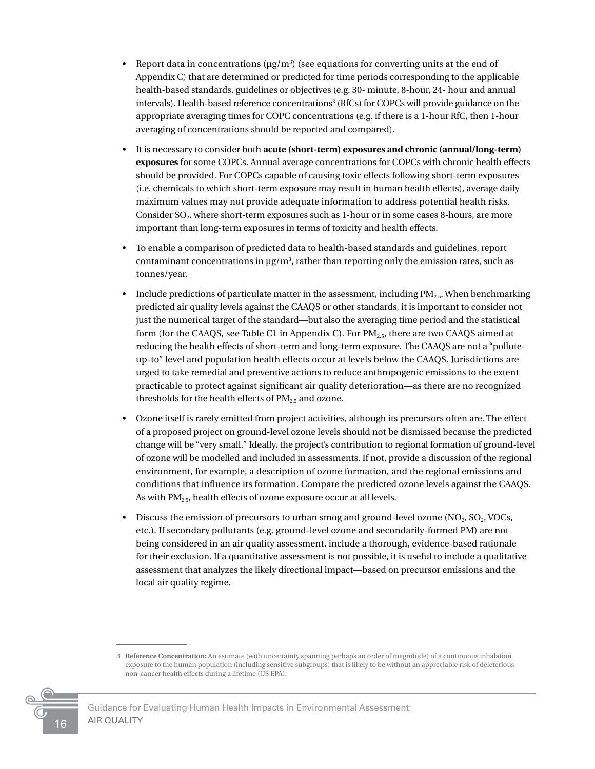- Report data in concentrations (µg/m$^3$) (see equations for converting units at the end of Appendix C) that are determined or predicted for time periods corresponding to the applicable health-based standards, guidelines or objectives (e.g. 30- minute, 8-hour, 24- hour and annual intervals). Health-based reference concentrations[3] (RfCs) for COPCs will provide guidance on the appropriate averaging times for COPC concentrations (e.g. if there is a 1-hour RfC, then 1-hour averaging of concentrations should be reported and compared).

- It is necessary to consider both **acute (short-term) exposures and chronic (annual/long-term) exposures** for some COPCs. Annual average concentrations for COPCs with chronic health effects should be provided. For COPCs capable of causing toxic effects following short-term exposures (i.e. chemicals to which short-term exposure may result in human health effects), average daily maximum values may not provide adequate information to address potential health risks. Consider $SO_2$, where short-term exposures such as 1-hour or in some cases 8-hours, are more important than long-term exposures in terms of toxicity and health effects.

- To enable a comparison of predicted data to health-based standards and guidelines, report contaminant concentrations in µg/m$^3$, rather than reporting only the emission rates, such as tonnes/year.

- Include predictions of particulate matter in the assessment, including $PM_{2.5}$. When benchmarking predicted air quality levels against the CAAQS or other standards, it is important to consider not just the numerical target of the standard—but also the averaging time period and the statistical form (for the CAAQS, see Table C1 in Appendix C). For $PM_{2.5}$, there are two CAAQS aimed at reducing the health effects of short-term and long-term exposure. The CAAQS are not a "pollute-up-to" level and population health effects occur at levels below the CAAQS. Jurisdictions are urged to take remedial and preventive actions to reduce anthropogenic emissions to the extent practicable to protect against significant air quality deterioration—as there are no recognized thresholds for the health effects of $PM_{2.5}$ and ozone.

- Ozone itself is rarely emitted from project activities, although its precursors often are. The effect of a proposed project on ground-level ozone levels should not be dismissed because the predicted change will be "very small." Ideally, the project's contribution to regional formation of ground-level of ozone will be modelled and included in assessments. If not, provide a discussion of the regional environment, for example, a description of ozone formation, and the regional emissions and conditions that influence its formation. Compare the predicted ozone levels against the CAAQS. As with $PM_{2.5}$, health effects of ozone exposure occur at all levels.

- Discuss the emission of precursors to urban smog and ground-level ozone ($NO_2$, $SO_2$, VOCs, etc.). If secondary pollutants (e.g. ground-level ozone and secondarily-formed PM) are not being considered in an air quality assessment, include a thorough, evidence-based rationale for their exclusion. If a quantitative assessment is not possible, it is useful to include a qualitative assessment that analyzes the likely directional impact—based on precursor emissions and the local air quality regime.

---

3 **Reference Concentration:** An estimate (with uncertainty spanning perhaps an order of magnitude) of a continuous inhalation exposure to the human population (including sensitive subgroups) that is likely to be without an appreciable risk of deleterious non-cancer health effects during a lifetime (US EPA).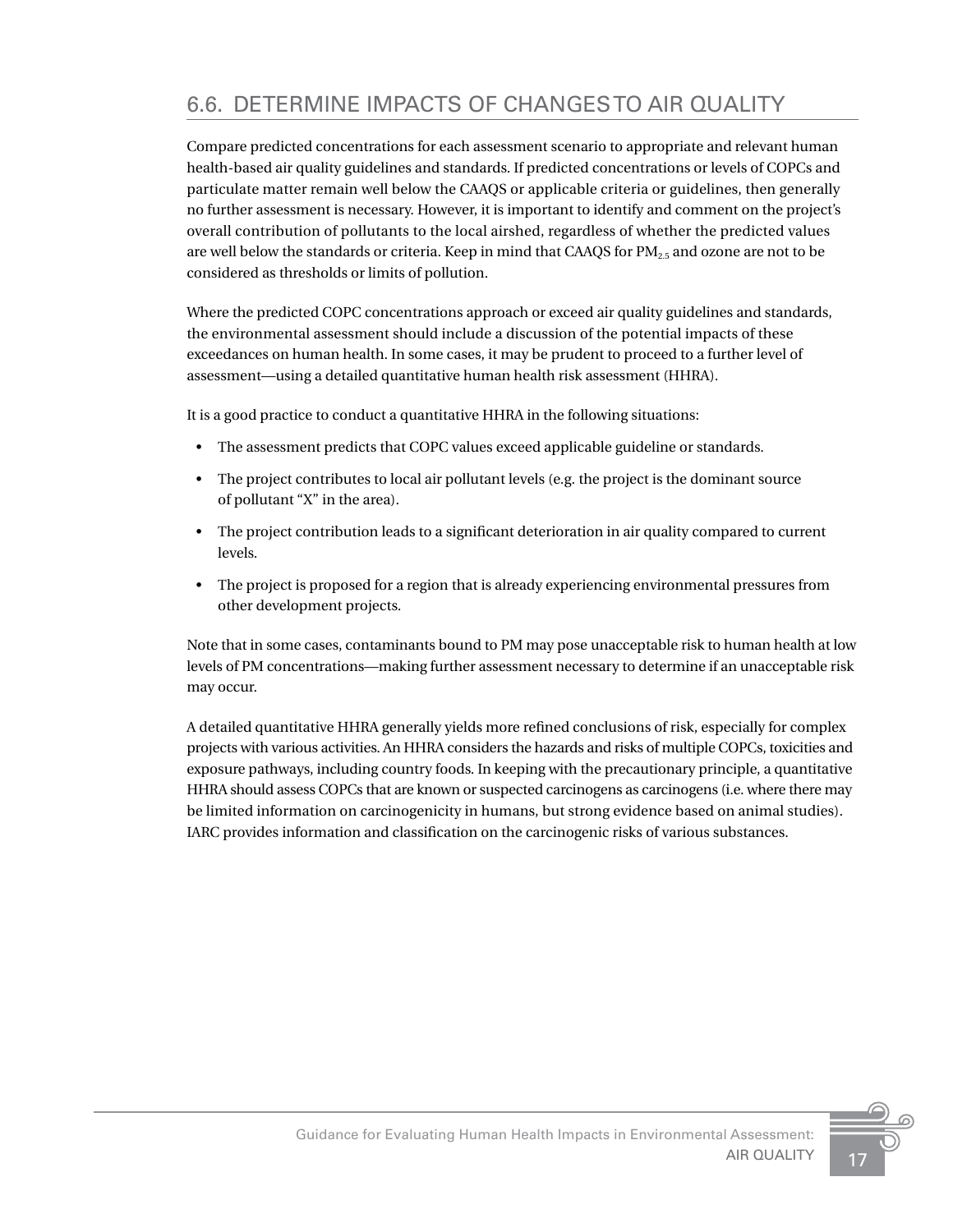## 6.6. DETERMINE IMPACTS OF CHANGES TO AIR QUALITY

Compare predicted concentrations for each assessment scenario to appropriate and relevant human health-based air quality guidelines and standards. If predicted concentrations or levels of COPCs and particulate matter remain well below the CAAQS or applicable criteria or guidelines, then generally no further assessment is necessary. However, it is important to identify and comment on the project's overall contribution of pollutants to the local airshed, regardless of whether the predicted values are well below the standards or criteria. Keep in mind that CAAQS for $PM_{2.5}$ and ozone are not to be considered as thresholds or limits of pollution.

Where the predicted COPC concentrations approach or exceed air quality guidelines and standards, the environmental assessment should include a discussion of the potential impacts of these exceedances on human health. In some cases, it may be prudent to proceed to a further level of assessment—using a detailed quantitative human health risk assessment (HHRA).

It is a good practice to conduct a quantitative HHRA in the following situations:

- The assessment predicts that COPC values exceed applicable guideline or standards.
- The project contributes to local air pollutant levels (e.g. the project is the dominant source of pollutant "X" in the area).
- The project contribution leads to a significant deterioration in air quality compared to current levels.
- The project is proposed for a region that is already experiencing environmental pressures from other development projects.

Note that in some cases, contaminants bound to PM may pose unacceptable risk to human health at low levels of PM concentrations—making further assessment necessary to determine if an unacceptable risk may occur.

A detailed quantitative HHRA generally yields more refined conclusions of risk, especially for complex projects with various activities. An HHRA considers the hazards and risks of multiple COPCs, toxicities and exposure pathways, including country foods. In keeping with the precautionary principle, a quantitative HHRA should assess COPCs that are known or suspected carcinogens as carcinogens (i.e. where there may be limited information on carcinogenicity in humans, but strong evidence based on animal studies). IARC provides information and classification on the carcinogenic risks of various substances.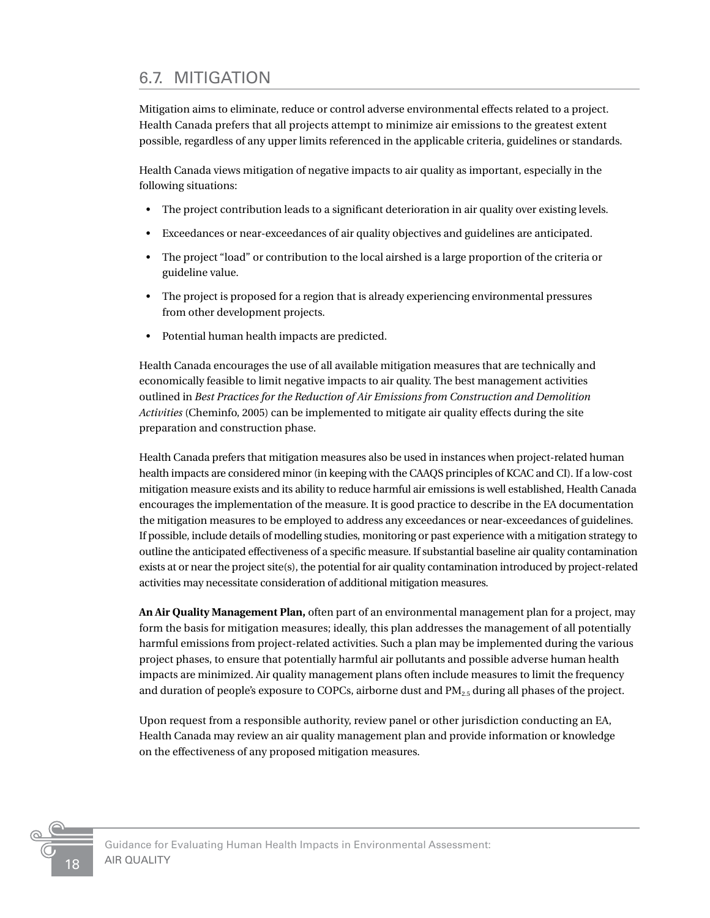## 6.7. MITIGATION

Mitigation aims to eliminate, reduce or control adverse environmental effects related to a project. Health Canada prefers that all projects attempt to minimize air emissions to the greatest extent possible, regardless of any upper limits referenced in the applicable criteria, guidelines or standards.

Health Canada views mitigation of negative impacts to air quality as important, especially in the following situations:

- The project contribution leads to a significant deterioration in air quality over existing levels.
- Exceedances or near-exceedances of air quality objectives and guidelines are anticipated.
- The project "load" or contribution to the local airshed is a large proportion of the criteria or guideline value.
- The project is proposed for a region that is already experiencing environmental pressures from other development projects.
- Potential human health impacts are predicted.

Health Canada encourages the use of all available mitigation measures that are technically and economically feasible to limit negative impacts to air quality. The best management activities outlined in *Best Practices for the Reduction of Air Emissions from Construction and Demolition Activities* (Cheminfo, 2005) can be implemented to mitigate air quality effects during the site preparation and construction phase.

Health Canada prefers that mitigation measures also be used in instances when project-related human health impacts are considered minor (in keeping with the CAAQS principles of KCAC and CI). If a low-cost mitigation measure exists and its ability to reduce harmful air emissions is well established, Health Canada encourages the implementation of the measure. It is good practice to describe in the EA documentation the mitigation measures to be employed to address any exceedances or near-exceedances of guidelines. If possible, include details of modelling studies, monitoring or past experience with a mitigation strategy to outline the anticipated effectiveness of a specific measure. If substantial baseline air quality contamination exists at or near the project site(s), the potential for air quality contamination introduced by project-related activities may necessitate consideration of additional mitigation measures.

**An Air Quality Management Plan,** often part of an environmental management plan for a project, may form the basis for mitigation measures; ideally, this plan addresses the management of all potentially harmful emissions from project-related activities. Such a plan may be implemented during the various project phases, to ensure that potentially harmful air pollutants and possible adverse human health impacts are minimized. Air quality management plans often include measures to limit the frequency and duration of people's exposure to COPCs, airborne dust and $PM_{2.5}$ during all phases of the project.

Upon request from a responsible authority, review panel or other jurisdiction conducting an EA, Health Canada may review an air quality management plan and provide information or knowledge on the effectiveness of any proposed mitigation measures.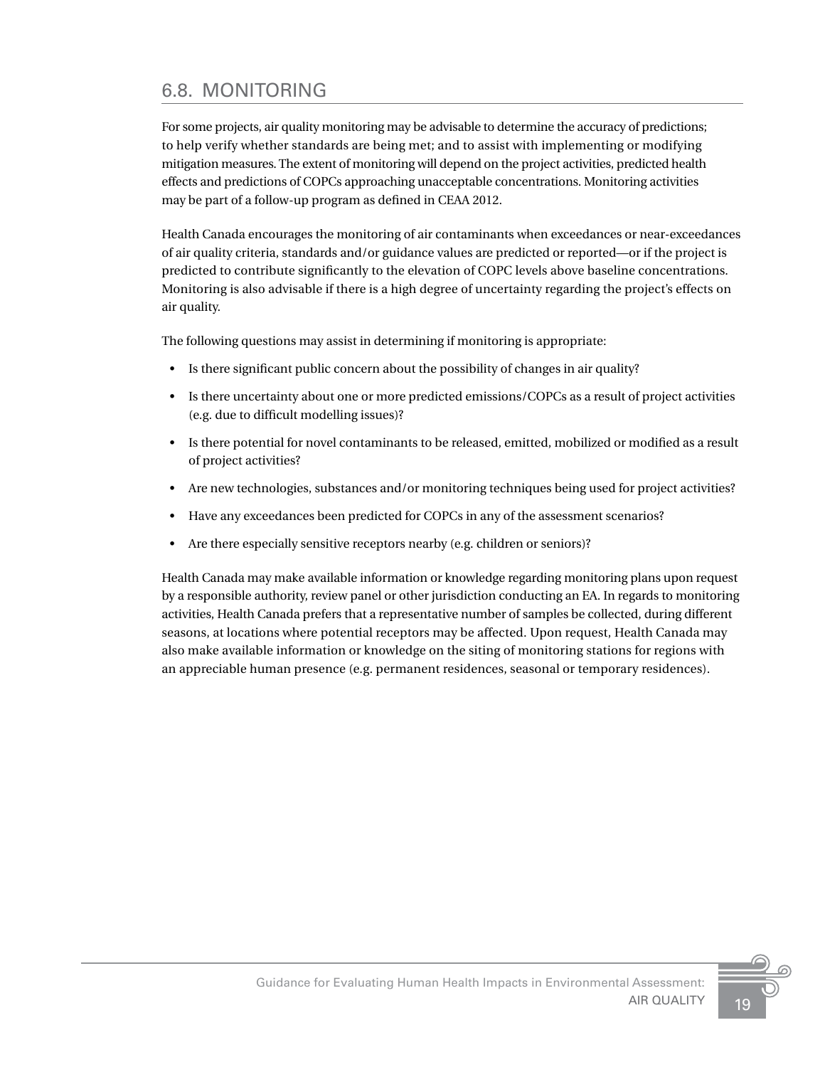## 6.8. MONITORING

For some projects, air quality monitoring may be advisable to determine the accuracy of predictions; to help verify whether standards are being met; and to assist with implementing or modifying mitigation measures. The extent of monitoring will depend on the project activities, predicted health effects and predictions of COPCs approaching unacceptable concentrations. Monitoring activities may be part of a follow-up program as defined in CEAA 2012.

Health Canada encourages the monitoring of air contaminants when exceedances or near-exceedances of air quality criteria, standards and/or guidance values are predicted or reported—or if the project is predicted to contribute significantly to the elevation of COPC levels above baseline concentrations. Monitoring is also advisable if there is a high degree of uncertainty regarding the project's effects on air quality.

The following questions may assist in determining if monitoring is appropriate:

- Is there significant public concern about the possibility of changes in air quality?
- Is there uncertainty about one or more predicted emissions/COPCs as a result of project activities (e.g. due to difficult modelling issues)?
- Is there potential for novel contaminants to be released, emitted, mobilized or modified as a result of project activities?
- Are new technologies, substances and/or monitoring techniques being used for project activities?
- Have any exceedances been predicted for COPCs in any of the assessment scenarios?
- Are there especially sensitive receptors nearby (e.g. children or seniors)?

Health Canada may make available information or knowledge regarding monitoring plans upon request by a responsible authority, review panel or other jurisdiction conducting an EA. In regards to monitoring activities, Health Canada prefers that a representative number of samples be collected, during different seasons, at locations where potential receptors may be affected. Upon request, Health Canada may also make available information or knowledge on the siting of monitoring stations for regions with an appreciable human presence (e.g. permanent residences, seasonal or temporary residences).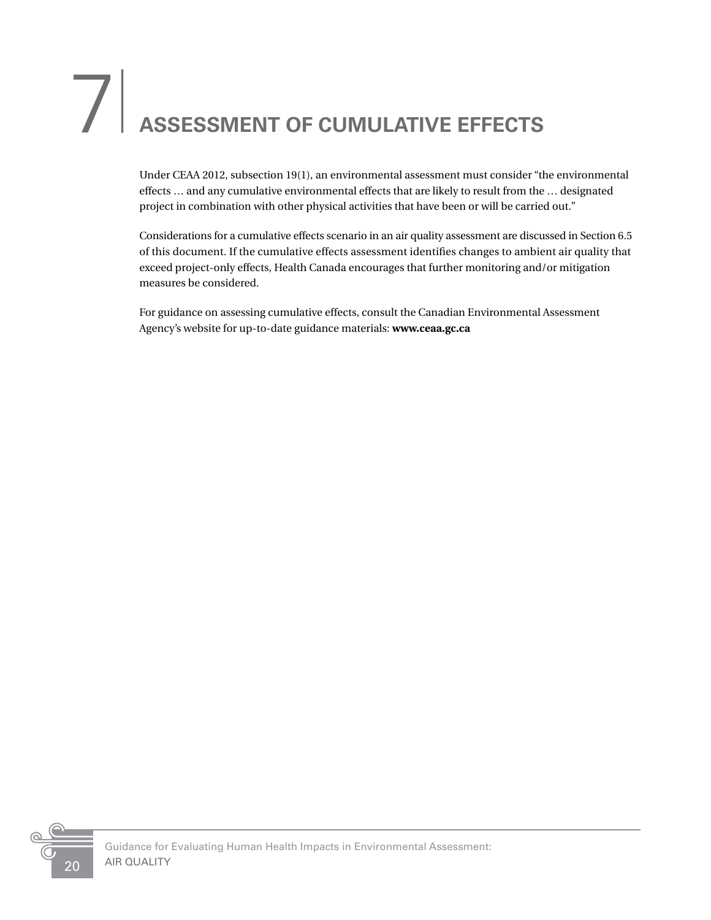# 7 ASSESSMENT OF CUMULATIVE EFFECTS

Under CEAA 2012, subsection 19(1), an environmental assessment must consider "the environmental effects … and any cumulative environmental effects that are likely to result from the … designated project in combination with other physical activities that have been or will be carried out."

Considerations for a cumulative effects scenario in an air quality assessment are discussed in Section 6.5 of this document. If the cumulative effects assessment identifies changes to ambient air quality that exceed project-only effects, Health Canada encourages that further monitoring and/or mitigation measures be considered.

For guidance on assessing cumulative effects, consult the Canadian Environmental Assessment Agency's website for up-to-date guidance materials: **www.ceaa.gc.ca**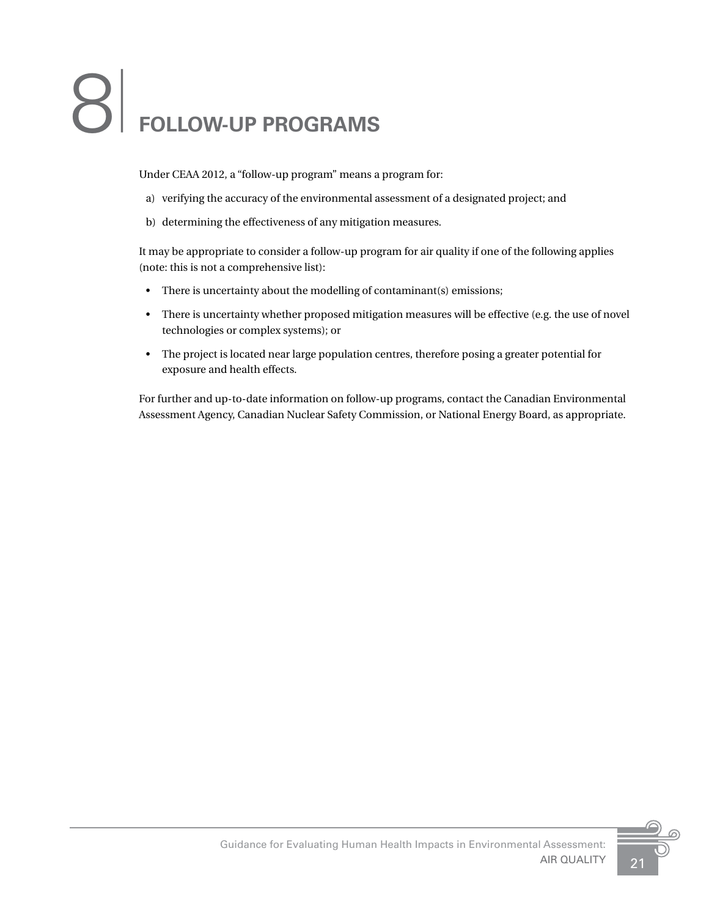# 8 FOLLOW-UP PROGRAMS

Under CEAA 2012, a “follow-up program” means a program for:

a) verifying the accuracy of the environmental assessment of a designated project; and

b) determining the effectiveness of any mitigation measures.

It may be appropriate to consider a follow-up program for air quality if one of the following applies (note: this is not a comprehensive list):

- There is uncertainty about the modelling of contaminant(s) emissions;
- There is uncertainty whether proposed mitigation measures will be effective (e.g. the use of novel technologies or complex systems); or
- The project is located near large population centres, therefore posing a greater potential for exposure and health effects.

For further and up-to-date information on follow-up programs, contact the Canadian Environmental Assessment Agency, Canadian Nuclear Safety Commission, or National Energy Board, as appropriate.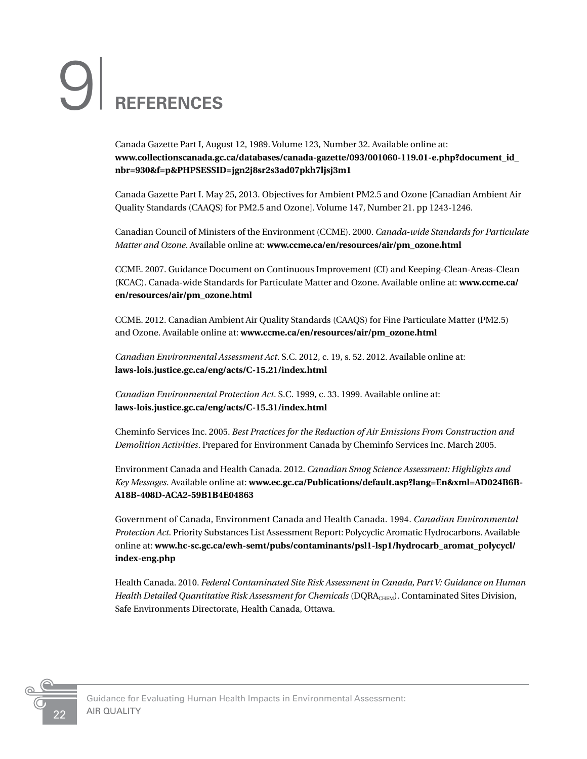# 9 REFERENCES

Canada Gazette Part I, August 12, 1989. Volume 123, Number 32. Available online at: **www.collectionscanada.gc.ca/databases/canada-gazette/093/001060-119.01-e.php?document_id_nbr=930&f=p&PHPSESSID=jgn2j8sr2s3ad07pkh7ljsj3m1**

Canada Gazette Part I. May 25, 2013. Objectives for Ambient PM2.5 and Ozone [Canadian Ambient Air Quality Standards (CAAQS) for PM2.5 and Ozone]. Volume 147, Number 21. pp 1243-1246.

Canadian Council of Ministers of the Environment (CCME). 2000. *Canada-wide Standards for Particulate Matter and Ozone*. Available online at: **www.ccme.ca/en/resources/air/pm_ozone.html**

CCME. 2007. Guidance Document on Continuous Improvement (CI) and Keeping-Clean-Areas-Clean (KCAC). Canada-wide Standards for Particulate Matter and Ozone. Available online at: **www.ccme.ca/en/resources/air/pm_ozone.html**

CCME. 2012. Canadian Ambient Air Quality Standards (CAAQS) for Fine Particulate Matter (PM2.5) and Ozone. Available online at: **www.ccme.ca/en/resources/air/pm_ozone.html**

*Canadian Environmental Assessment Act*. S.C. 2012, c. 19, s. 52. 2012. Available online at: **laws-lois.justice.gc.ca/eng/acts/C-15.21/index.html**

*Canadian Environmental Protection Act*. S.C. 1999, c. 33. 1999. Available online at: **laws-lois.justice.gc.ca/eng/acts/C-15.31/index.html**

Cheminfo Services Inc. 2005. *Best Practices for the Reduction of Air Emissions From Construction and Demolition Activities*. Prepared for Environment Canada by Cheminfo Services Inc. March 2005.

Environment Canada and Health Canada. 2012. *Canadian Smog Science Assessment: Highlights and Key Messages*. Available online at: **www.ec.gc.ca/Publications/default.asp?lang=En&xml=AD024B6B-A18B-408D-ACA2-59B1B4E04863**

Government of Canada, Environment Canada and Health Canada. 1994. *Canadian Environmental Protection Act*. Priority Substances List Assessment Report: Polycyclic Aromatic Hydrocarbons. Available online at: **www.hc-sc.gc.ca/ewh-semt/pubs/contaminants/psl1-lsp1/hydrocarb_aromat_polycycl/index-eng.php**

Health Canada. 2010. *Federal Contaminated Site Risk Assessment in Canada, Part V: Guidance on Human Health Detailed Quantitative Risk Assessment for Chemicals* ($DQRA_{CHEM}$). Contaminated Sites Division, Safe Environments Directorate, Health Canada, Ottawa.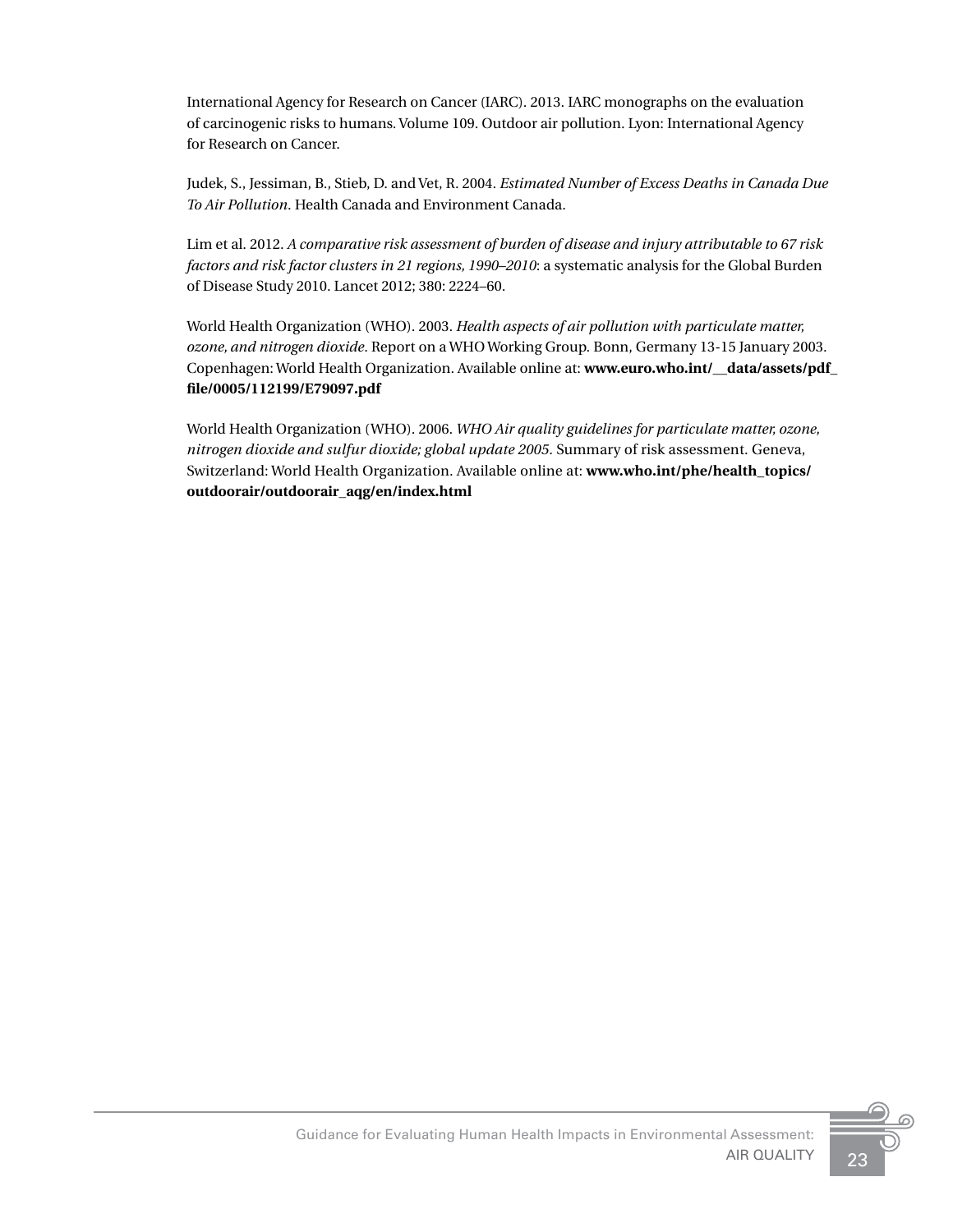International Agency for Research on Cancer (IARC). 2013. IARC monographs on the evaluation of carcinogenic risks to humans. Volume 109. Outdoor air pollution. Lyon: International Agency for Research on Cancer.

Judek, S., Jessiman, B., Stieb, D. and Vet, R. 2004. *Estimated Number of Excess Deaths in Canada Due To Air Pollution*. Health Canada and Environment Canada.

Lim et al. 2012. *A comparative risk assessment of burden of disease and injury attributable to 67 risk factors and risk factor clusters in 21 regions, 1990–2010*: a systematic analysis for the Global Burden of Disease Study 2010. Lancet 2012; 380: 2224–60.

World Health Organization (WHO). 2003. *Health aspects of air pollution with particulate matter, ozone, and nitrogen dioxide*. Report on a WHO Working Group. Bonn, Germany 13-15 January 2003. Copenhagen: World Health Organization. Available online at: **www.euro.who.int/__data/assets/pdf_file/0005/112199/E79097.pdf**

World Health Organization (WHO). 2006. *WHO Air quality guidelines for particulate matter, ozone, nitrogen dioxide and sulfur dioxide; global update 2005*. Summary of risk assessment. Geneva, Switzerland: World Health Organization. Available online at: **www.who.int/phe/health_topics/outdoorair/outdoorair_aqg/en/index.html**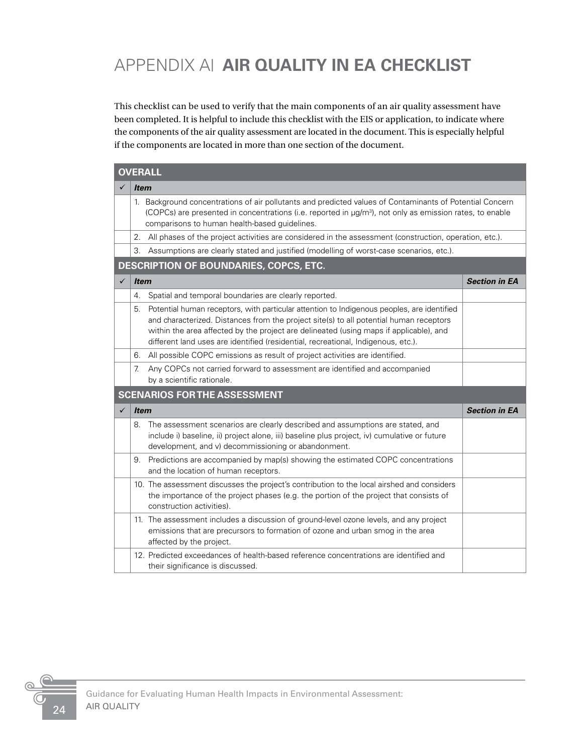# APPENDIX AI AIR QUALITY IN EA CHECKLIST

This checklist can be used to verify that the main components of an air quality assessment have been completed. It is helpful to include this checklist with the EIS or application, to indicate where the components of the air quality assessment are located in the document. This is especially helpful if the components are located in more than one section of the document.

| **OVERALL** | | |
|---|---|---|
| ✓ | ***Item*** | |
| | 1. Background concentrations of air pollutants and predicted values of Contaminants of Potential Concern (COPCs) are presented in concentrations (i.e. reported in µg/m³), not only as emission rates, to enable comparisons to human health-based guidelines. | |
| | 2. All phases of the project activities are considered in the assessment (construction, operation, etc.). | |
| | 3. Assumptions are clearly stated and justified (modelling of worst-case scenarios, etc.). | |
| **DESCRIPTION OF BOUNDARIES, COPCS, ETC.** | | |
| ✓ | ***Item*** | ***Section in EA*** |
| | 4. Spatial and temporal boundaries are clearly reported. | |
| | 5. Potential human receptors, with particular attention to Indigenous peoples, are identified and characterized. Distances from the project site(s) to all potential human receptors within the area affected by the project are delineated (using maps if applicable), and different land uses are identified (residential, recreational, Indigenous, etc.). | |
| | 6. All possible COPC emissions as result of project activities are identified. | |
| | 7. Any COPCs not carried forward to assessment are identified and accompanied by a scientific rationale. | |
| **SCENARIOS FOR THE ASSESSMENT** | | |
| ✓ | ***Item*** | ***Section in EA*** |
| | 8. The assessment scenarios are clearly described and assumptions are stated, and include i) baseline, ii) project alone, iii) baseline plus project, iv) cumulative or future development, and v) decommissioning or abandonment. | |
| | 9. Predictions are accompanied by map(s) showing the estimated COPC concentrations and the location of human receptors. | |
| | 10. The assessment discusses the project's contribution to the local airshed and considers the importance of the project phases (e.g. the portion of the project that consists of construction activities). | |
| | 11. The assessment includes a discussion of ground-level ozone levels, and any project emissions that are precursors to formation of ozone and urban smog in the area affected by the project. | |
| | 12. Predicted exceedances of health-based reference concentrations are identified and their significance is discussed. | |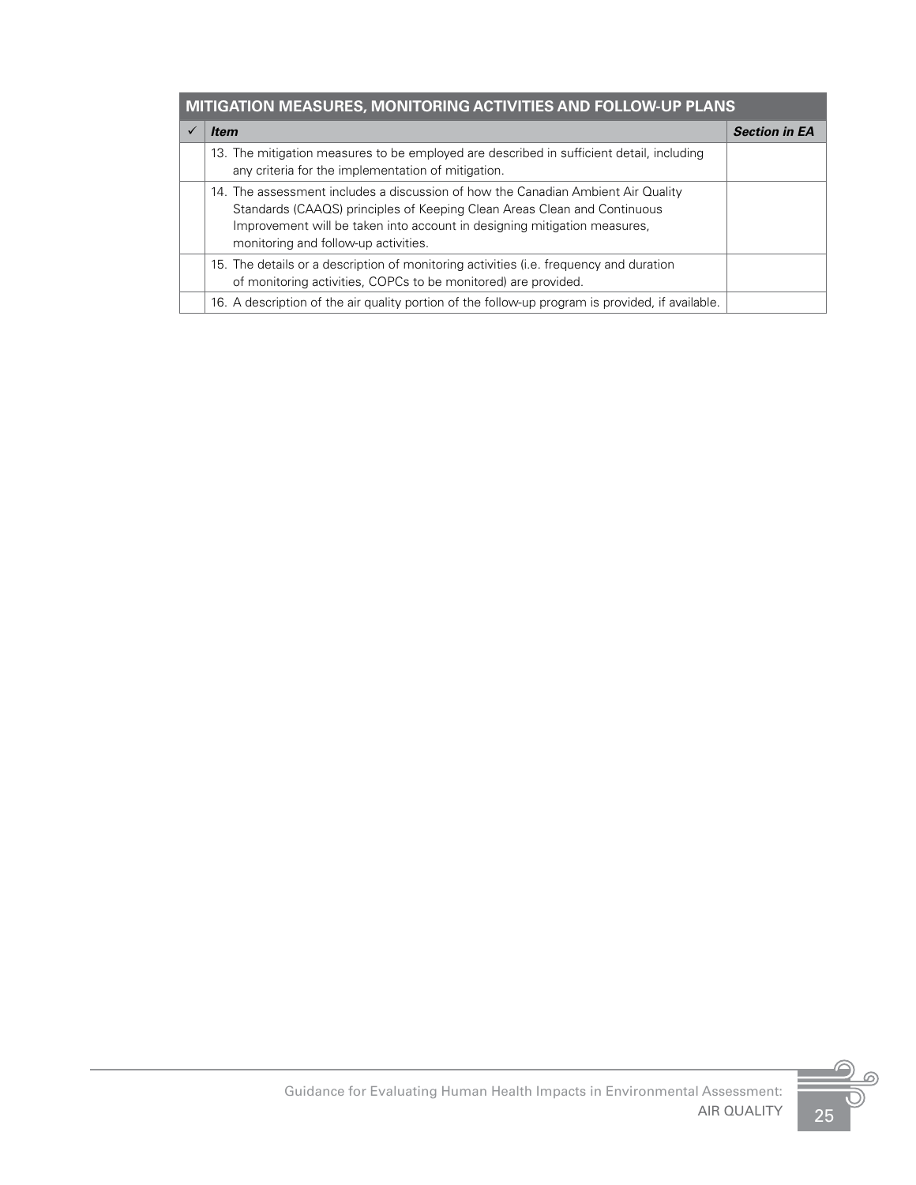| MITIGATION MEASURES, MONITORING ACTIVITIES AND FOLLOW-UP PLANS | | |
|---|---|---|
| ✓ | ***Item*** | ***Section in EA*** |
| | 13. The mitigation measures to be employed are described in sufficient detail, including any criteria for the implementation of mitigation. | |
| | 14. The assessment includes a discussion of how the Canadian Ambient Air Quality Standards (CAAQS) principles of Keeping Clean Areas Clean and Continuous Improvement will be taken into account in designing mitigation measures, monitoring and follow-up activities. | |
| | 15. The details or a description of monitoring activities (i.e. frequency and duration of monitoring activities, COPCs to be monitored) are provided. | |
| | 16. A description of the air quality portion of the follow-up program is provided, if available. | |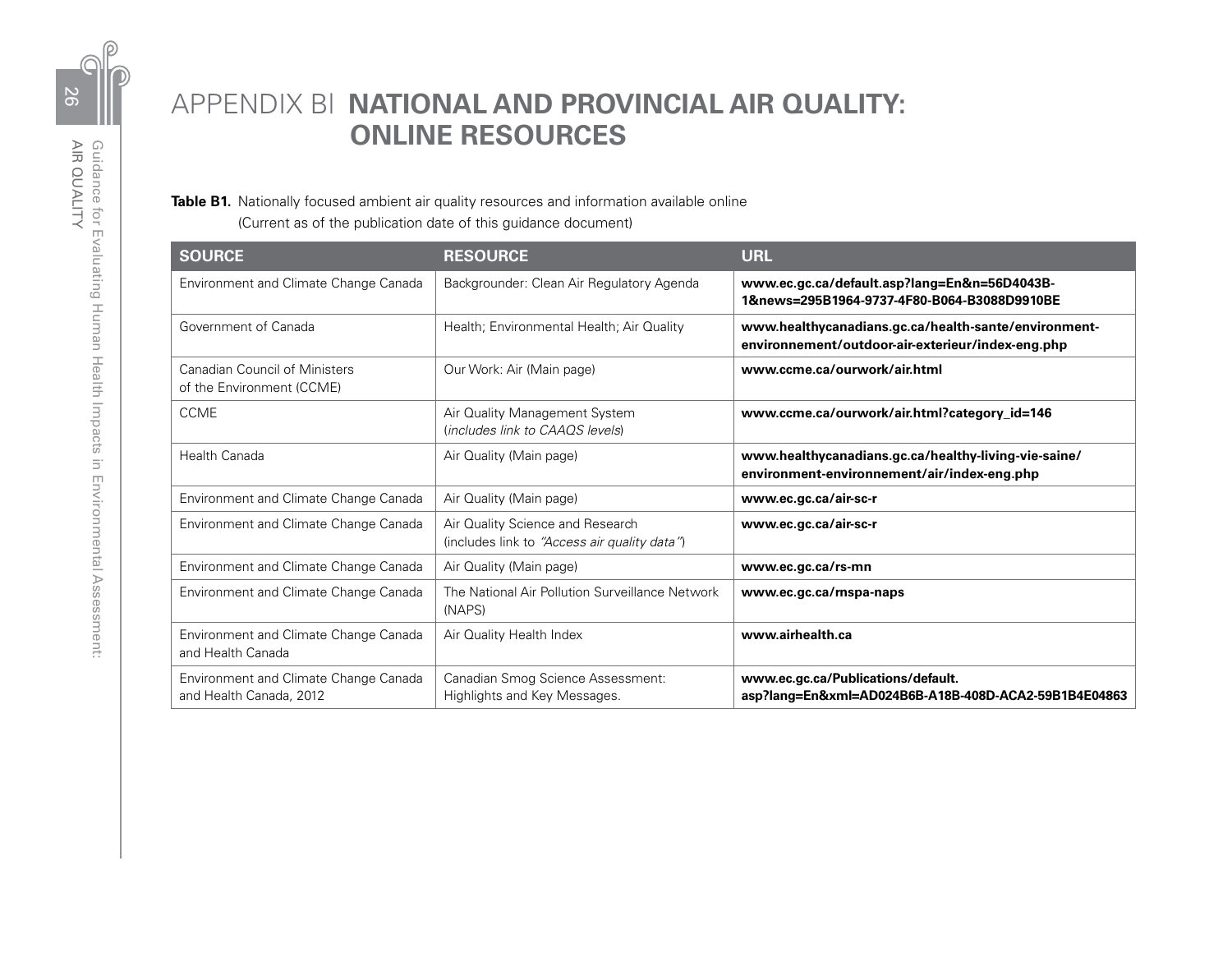# APPENDIX BI NATIONAL AND PROVINCIAL AIR QUALITY: ONLINE RESOURCES

**Table B1.** Nationally focused ambient air quality resources and information available online (Current as of the publication date of this guidance document)

| SOURCE | RESOURCE | URL |
|---|---|---|
| Environment and Climate Change Canada | Backgrounder: Clean Air Regulatory Agenda | **www.ec.gc.ca/default.asp?lang=En&n=56D4043B-1&news=295B1964-9737-4F80-B064-B3088D9910BE** |
| Government of Canada | Health; Environmental Health; Air Quality | **www.healthycanadians.gc.ca/health-sante/environment-environnement/outdoor-air-exterieur/index-eng.php** |
| Canadian Council of Ministers of the Environment (CCME) | Our Work: Air (Main page) | **www.ccme.ca/ourwork/air.html** |
| CCME | Air Quality Management System (*includes link to CAAQS levels*) | **www.ccme.ca/ourwork/air.html?category_id=146** |
| Health Canada | Air Quality (Main page) | **www.healthycanadians.gc.ca/healthy-living-vie-saine/environment-environnement/air/index-eng.php** |
| Environment and Climate Change Canada | Air Quality (Main page) | **www.ec.gc.ca/air-sc-r** |
| Environment and Climate Change Canada | Air Quality Science and Research (includes link to *"Access air quality data"*) | **www.ec.gc.ca/air-sc-r** |
| Environment and Climate Change Canada | Air Quality (Main page) | **www.ec.gc.ca/rs-mn** |
| Environment and Climate Change Canada | The National Air Pollution Surveillance Network (NAPS) | **www.ec.gc.ca/rnspa-naps** |
| Environment and Climate Change Canada and Health Canada | Air Quality Health Index | **www.airhealth.ca** |
| Environment and Climate Change Canada and Health Canada, 2012 | Canadian Smog Science Assessment: Highlights and Key Messages. | **www.ec.gc.ca/Publications/default.asp?lang=En&xml=AD024B6B-A18B-408D-ACA2-59B1B4E04863** |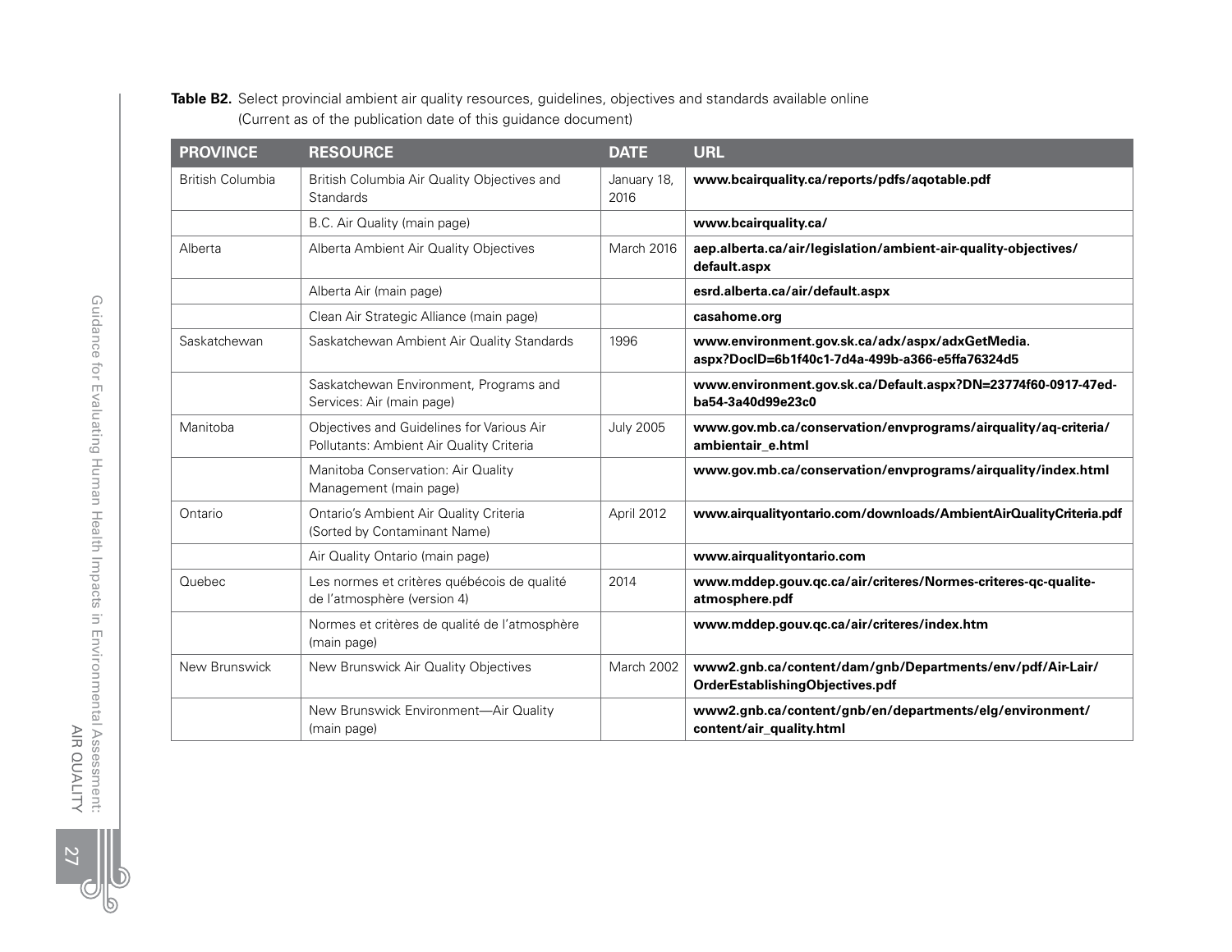**Table B2.** Select provincial ambient air quality resources, guidelines, objectives and standards available online (Current as of the publication date of this guidance document)

| PROVINCE | RESOURCE | DATE | URL |
|---|---|---|---|
| British Columbia | British Columbia Air Quality Objectives and Standards | January 18, 2016 | **www.bcairquality.ca/reports/pdfs/aqotable.pdf** |
| | B.C. Air Quality (main page) | | **www.bcairquality.ca/** |
| Alberta | Alberta Ambient Air Quality Objectives | March 2016 | **aep.alberta.ca/air/legislation/ambient-air-quality-objectives/default.aspx** |
| | Alberta Air (main page) | | **esrd.alberta.ca/air/default.aspx** |
| | Clean Air Strategic Alliance (main page) | | **casahome.org** |
| Saskatchewan | Saskatchewan Ambient Air Quality Standards | 1996 | **www.environment.gov.sk.ca/adx/aspx/adxGetMedia.aspx?DocID=6b1f40c1-7d4a-499b-a366-e5ffa76324d5** |
| | Saskatchewan Environment, Programs and Services: Air (main page) | | **www.environment.gov.sk.ca/Default.aspx?DN=23774f60-0917-47ed-ba54-3a40d99e23c0** |
| Manitoba | Objectives and Guidelines for Various Air Pollutants: Ambient Air Quality Criteria | July 2005 | **www.gov.mb.ca/conservation/envprograms/airquality/aq-criteria/ambientair_e.html** |
| | Manitoba Conservation: Air Quality Management (main page) | | **www.gov.mb.ca/conservation/envprograms/airquality/index.html** |
| Ontario | Ontario's Ambient Air Quality Criteria (Sorted by Contaminant Name) | April 2012 | **www.airqualityontario.com/downloads/AmbientAirQualityCriteria.pdf** |
| | Air Quality Ontario (main page) | | **www.airqualityontario.com** |
| Quebec | Les normes et critères québécois de qualité de l'atmosphère (version 4) | 2014 | **www.mddep.gouv.qc.ca/air/criteres/Normes-criteres-qc-qualite-atmosphere.pdf** |
| | Normes et critères de qualité de l'atmosphère (main page) | | **www.mddep.gouv.qc.ca/air/criteres/index.htm** |
| New Brunswick | New Brunswick Air Quality Objectives | March 2002 | **www2.gnb.ca/content/dam/gnb/Departments/env/pdf/Air-Lair/OrderEstablishingObjectives.pdf** |
| | New Brunswick Environment—Air Quality (main page) | | **www2.gnb.ca/content/gnb/en/departments/elg/environment/content/air_quality.html** |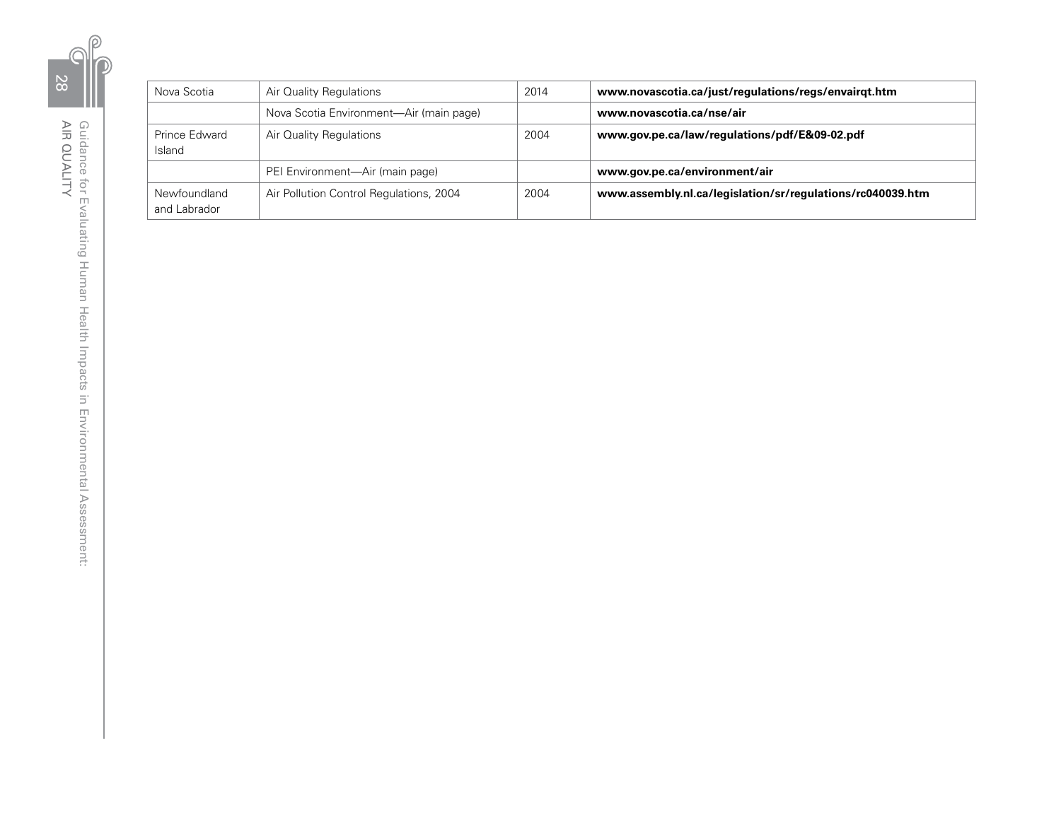| Nova Scotia | Air Quality Regulations | 2014 | **www.novascotia.ca/just/regulations/regs/envairqt.htm** |
|---|---|---|---|
| | Nova Scotia Environment—Air (main page) | | **www.novascotia.ca/nse/air** |
| Prince Edward Island | Air Quality Regulations | 2004 | **www.gov.pe.ca/law/regulations/pdf/E&09-02.pdf** |
| | PEI Environment—Air (main page) | | **www.gov.pe.ca/environment/air** |
| Newfoundland and Labrador | Air Pollution Control Regulations, 2004 | 2004 | **www.assembly.nl.ca/legislation/sr/regulations/rc040039.htm** |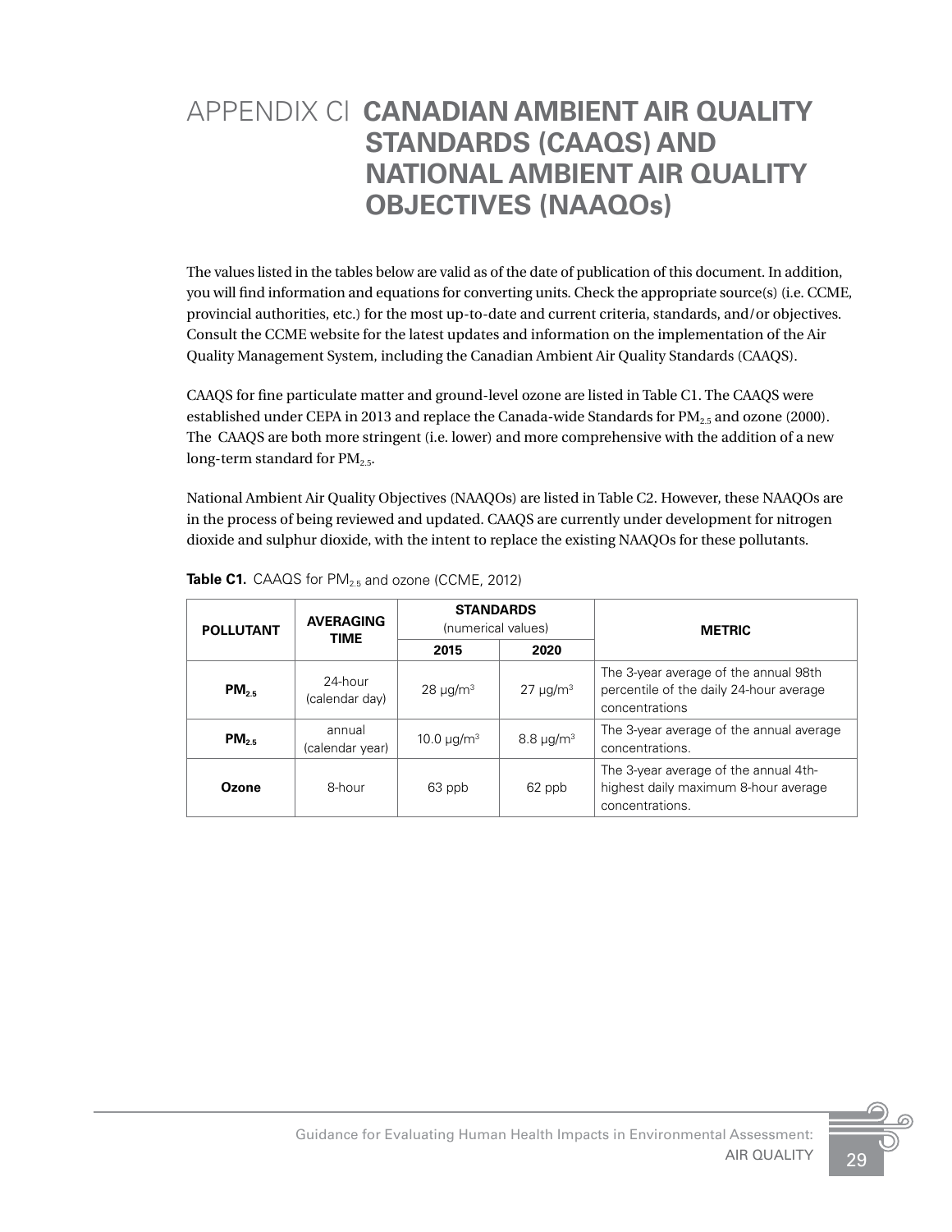# APPENDIX CI CANADIAN AMBIENT AIR QUALITY STANDARDS (CAAQS) AND NATIONAL AMBIENT AIR QUALITY OBJECTIVES (NAAQOs)

The values listed in the tables below are valid as of the date of publication of this document. In addition, you will find information and equations for converting units. Check the appropriate source(s) (i.e. CCME, provincial authorities, etc.) for the most up-to-date and current criteria, standards, and/or objectives. Consult the CCME website for the latest updates and information on the implementation of the Air Quality Management System, including the Canadian Ambient Air Quality Standards (CAAQS).

CAAQS for fine particulate matter and ground-level ozone are listed in Table C1. The CAAQS were established under CEPA in 2013 and replace the Canada-wide Standards for $PM_{2.5}$ and ozone (2000). The CAAQS are both more stringent (i.e. lower) and more comprehensive with the addition of a new long-term standard for $PM_{2.5}$.

National Ambient Air Quality Objectives (NAAQOs) are listed in Table C2. However, these NAAQOs are in the process of being reviewed and updated. CAAQS are currently under development for nitrogen dioxide and sulphur dioxide, with the intent to replace the existing NAAQOs for these pollutants.

**Table C1.** CAAQS for $PM_{2.5}$ and ozone (CCME, 2012)

| POLLUTANT | AVERAGING TIME | STANDARDS (numerical values) | | METRIC |
|---|---|---|---|---|
| | | 2015 | 2020 | |
| **$PM_{2.5}$** | 24-hour (calendar day) | 28 μg/m³ | 27 μg/m³ | The 3-year average of the annual 98th percentile of the daily 24-hour average concentrations |
| **$PM_{2.5}$** | annual (calendar year) | 10.0 μg/m³ | 8.8 μg/m³ | The 3-year average of the annual average concentrations. |
| **Ozone** | 8-hour | 63 ppb | 62 ppb | The 3-year average of the annual 4th-highest daily maximum 8-hour average concentrations. |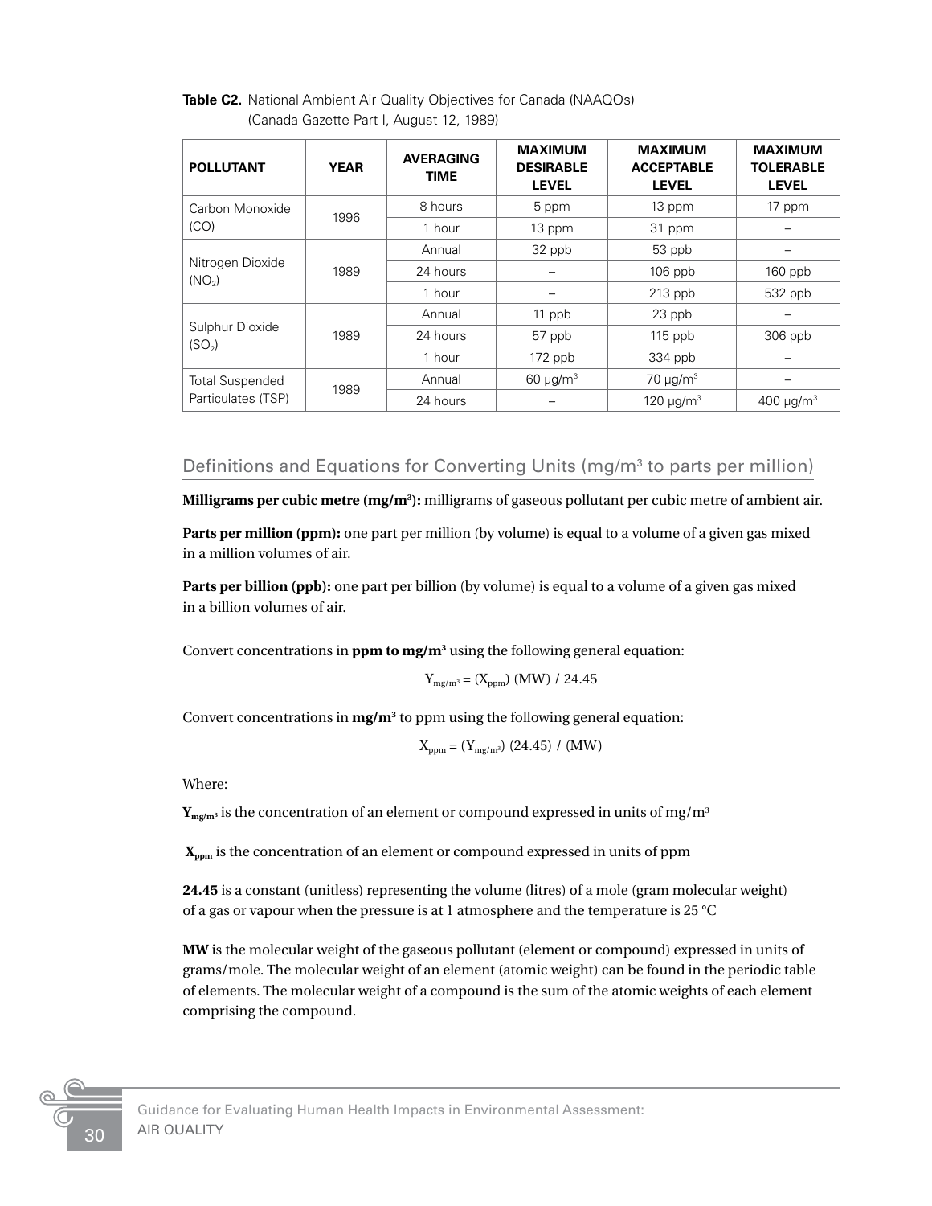**Table C2.** National Ambient Air Quality Objectives for Canada (NAAQOs) (Canada Gazette Part I, August 12, 1989)

| POLLUTANT | YEAR | AVERAGING TIME | MAXIMUM DESIRABLE LEVEL | MAXIMUM ACCEPTABLE LEVEL | MAXIMUM TOLERABLE LEVEL |
|---|---|---|---|---|---|
| Carbon Monoxide (CO) | 1996 | 8 hours | 5 ppm | 13 ppm | 17 ppm |
| | | 1 hour | 13 ppm | 31 ppm | – |
| Nitrogen Dioxide ($NO_2$) | 1989 | Annual | 32 ppb | 53 ppb | – |
| | | 24 hours | – | 106 ppb | 160 ppb |
| | | 1 hour | – | 213 ppb | 532 ppb |
| Sulphur Dioxide ($SO_2$) | 1989 | Annual | 11 ppb | 23 ppb | – |
| | | 24 hours | 57 ppb | 115 ppb | 306 ppb |
| | | 1 hour | 172 ppb | 334 ppb | – |
| Total Suspended Particulates (TSP) | 1989 | Annual | 60 µg/m³ | 70 µg/m³ | – |
| | | 24 hours | – | 120 µg/m³ | 400 µg/m³ |

## Definitions and Equations for Converting Units (mg/m³ to parts per million)

**Milligrams per cubic metre (mg/m³):** milligrams of gaseous pollutant per cubic metre of ambient air.

**Parts per million (ppm):** one part per million (by volume) is equal to a volume of a given gas mixed in a million volumes of air.

**Parts per billion (ppb):** one part per billion (by volume) is equal to a volume of a given gas mixed in a billion volumes of air.

Convert concentrations in **ppm to mg/m³** using the following general equation:

$$Y_{mg/m^3} = (X_{ppm})\ (MW)\ /\ 24.45$$

Convert concentrations in **mg/m³** to ppm using the following general equation:

$$X_{ppm} = (Y_{mg/m^3})\ (24.45)\ /\ (MW)$$

Where:

$\mathbf{Y_{mg/m^3}}$ is the concentration of an element or compound expressed in units of mg/m³

$\mathbf{X_{ppm}}$ is the concentration of an element or compound expressed in units of ppm

**24.45** is a constant (unitless) representing the volume (litres) of a mole (gram molecular weight) of a gas or vapour when the pressure is at 1 atmosphere and the temperature is 25 °C

**MW** is the molecular weight of the gaseous pollutant (element or compound) expressed in units of grams/mole. The molecular weight of an element (atomic weight) can be found in the periodic table of elements. The molecular weight of a compound is the sum of the atomic weights of each element comprising the compound.